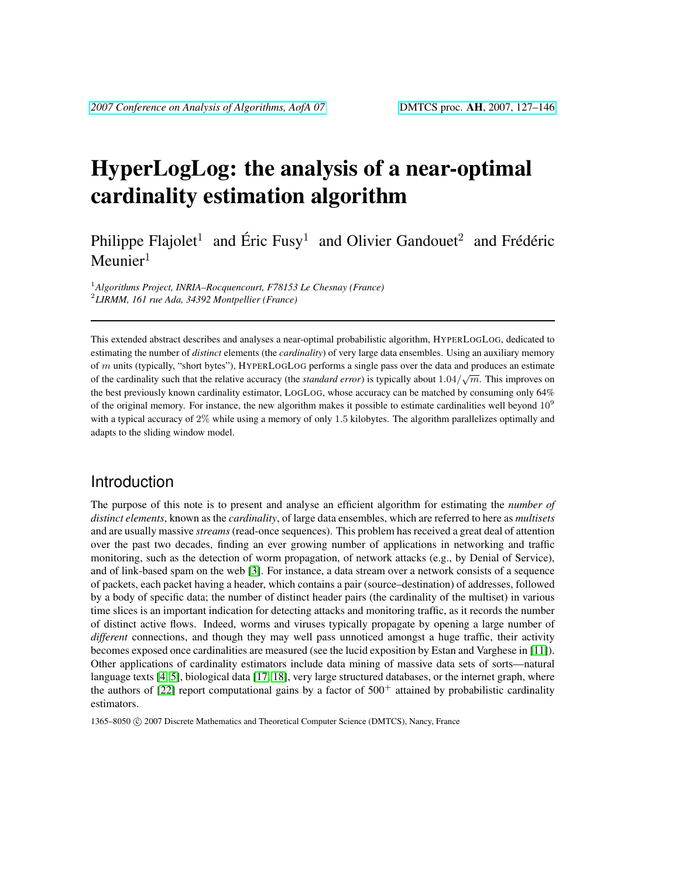# HyperLogLog: the analysis of a near-optimal cardinality estimation algorithm

Philippe Flajolet[1] and Éric Fusy[1] and Olivier Gandouet[2] and Frédéric Meunier[1]

[1] *Algorithms Project, INRIA–Rocquencourt, F78153 Le Chesnay (France)*
[2] *LIRMM, 161 rue Ada, 34392 Montpellier (France)*

---

This extended abstract describes and analyses a near-optimal probabilistic algorithm, HYPERLOGLOG, dedicated to estimating the number of *distinct* elements (the *cardinality*) of very large data ensembles. Using an auxiliary memory of $m$ units (typically, "short bytes"), HYPERLOGLOG performs a single pass over the data and produces an estimate of the cardinality such that the relative accuracy (the *standard error*) is typically about $1.04/\sqrt{m}$. This improves on the best previously known cardinality estimator, LOGLOG, whose accuracy can be matched by consuming only 64% of the original memory. For instance, the new algorithm makes it possible to estimate cardinalities well beyond $10^9$ with a typical accuracy of $2\%$ while using a memory of only 1.5 kilobytes. The algorithm parallelizes optimally and adapts to the sliding window model.

## Introduction

The purpose of this note is to present and analyse an efficient algorithm for estimating the *number of distinct elements*, known as the *cardinality*, of large data ensembles, which are referred to here as *multisets* and are usually massive *streams* (read-once sequences). This problem has received a great deal of attention over the past two decades, finding an ever growing number of applications in networking and traffic monitoring, such as the detection of worm propagation, of network attacks (e.g., by Denial of Service), and of link-based spam on the web [3]. For instance, a data stream over a network consists of a sequence of packets, each packet having a header, which contains a pair (source–destination) of addresses, followed by a body of specific data; the number of distinct header pairs (the cardinality of the multiset) in various time slices is an important indication for detecting attacks and monitoring traffic, as it records the number of distinct active flows. Indeed, worms and viruses typically propagate by opening a large number of *different* connections, and though they may well pass unnoticed amongst a huge traffic, their activity becomes exposed once cardinalities are measured (see the lucid exposition by Estan and Varghese in [11]). Other applications of cardinality estimators include data mining of massive data sets of sorts—natural language texts [4, 5], biological data [17, 18], very large structured databases, or the internet graph, where the authors of [22] report computational gains by a factor of $500^+$ attained by probabilistic cardinality estimators.

1365–8050 © 2007 Discrete Mathematics and Theoretical Computer Science (DMTCS), Nancy, France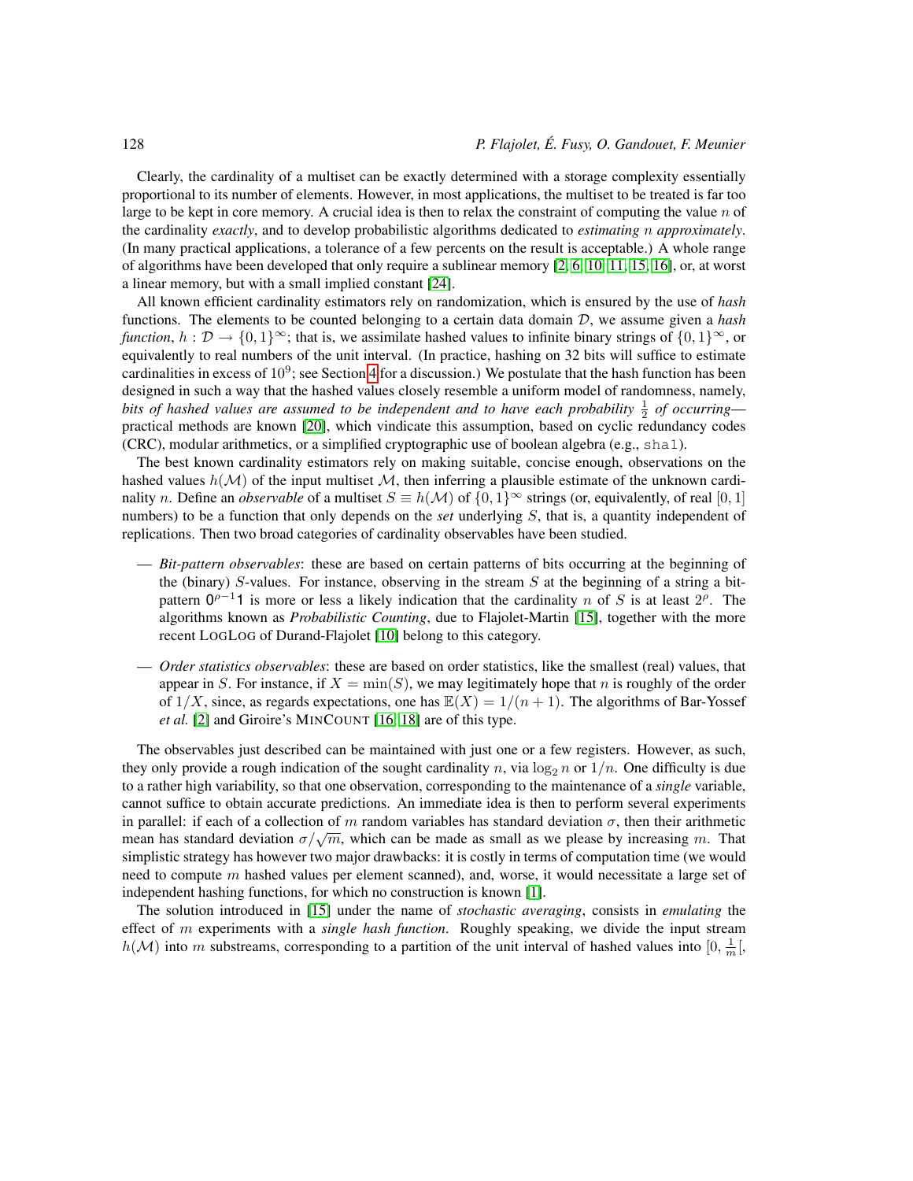Clearly, the cardinality of a multiset can be exactly determined with a storage complexity essentially proportional to its number of elements. However, in most applications, the multiset to be treated is far too large to be kept in core memory. A crucial idea is then to relax the constraint of computing the value $n$ of the cardinality *exactly*, and to develop probabilistic algorithms dedicated to *estimating* $n$ *approximately*. (In many practical applications, a tolerance of a few percents on the result is acceptable.) A whole range of algorithms have been developed that only require a sublinear memory [2, 6, 10, 11, 15, 16], or, at worst a linear memory, but with a small implied constant [24].

All known efficient cardinality estimators rely on randomization, which is ensured by the use of *hash* functions. The elements to be counted belonging to a certain data domain $\mathcal{D}$, we assume given a *hash function*, $h : \mathcal{D} \to \{0,1\}^\infty$; that is, we assimilate hashed values to infinite binary strings of $\{0,1\}^\infty$, or equivalently to real numbers of the unit interval. (In practice, hashing on 32 bits will suffice to estimate cardinalities in excess of $10^9$; see Section 4 for a discussion.) We postulate that the hash function has been designed in such a way that the hashed values closely resemble a uniform model of randomness, namely, *bits of hashed values are assumed to be independent and to have each probability* $\frac{1}{2}$ *of occurring*— practical methods are known [20], which vindicate this assumption, based on cyclic redundancy codes (CRC), modular arithmetics, or a simplified cryptographic use of boolean algebra (e.g., `sha1`).

The best known cardinality estimators rely on making suitable, concise enough, observations on the hashed values $h(\mathcal{M})$ of the input multiset $\mathcal{M}$, then inferring a plausible estimate of the unknown cardinality $n$. Define an *observable* of a multiset $S \equiv h(\mathcal{M})$ of $\{0,1\}^\infty$ strings (or, equivalently, of real $[0,1]$ numbers) to be a function that only depends on the *set* underlying $S$, that is, a quantity independent of replications. Then two broad categories of cardinality observables have been studied.

- *Bit-pattern observables*: these are based on certain patterns of bits occurring at the beginning of the (binary) $S$-values. For instance, observing in the stream $S$ at the beginning of a string a bit-pattern $0^{\rho-1}1$ is more or less a likely indication that the cardinality $n$ of $S$ is at least $2^\rho$. The algorithms known as *Probabilistic Counting*, due to Flajolet-Martin [15], together with the more recent LogLog of Durand-Flajolet [10] belong to this category.

- *Order statistics observables*: these are based on order statistics, like the smallest (real) values, that appear in $S$. For instance, if $X = \min(S)$, we may legitimately hope that $n$ is roughly of the order of $1/X$, since, as regards expectations, one has $\mathbb{E}(X) = 1/(n+1)$. The algorithms of Bar-Yossef *et al.* [2] and Giroire's MinCount [16, 18] are of this type.

The observables just described can be maintained with just one or a few registers. However, as such, they only provide a rough indication of the sought cardinality $n$, via $\log_2 n$ or $1/n$. One difficulty is due to a rather high variability, so that one observation, corresponding to the maintenance of a *single* variable, cannot suffice to obtain accurate predictions. An immediate idea is then to perform several experiments in parallel: if each of a collection of $m$ random variables has standard deviation $\sigma$, then their arithmetic mean has standard deviation $\sigma/\sqrt{m}$, which can be made as small as we please by increasing $m$. That simplistic strategy has however two major drawbacks: it is costly in terms of computation time (we would need to compute $m$ hashed values per element scanned), and, worse, it would necessitate a large set of independent hashing functions, for which no construction is known [1].

The solution introduced in [15] under the name of *stochastic averaging*, consists in *emulating* the effect of $m$ experiments with a *single hash function*. Roughly speaking, we divide the input stream $h(\mathcal{M})$ into $m$ substreams, corresponding to a partition of the unit interval of hashed values into $[0, \frac{1}{m}[$,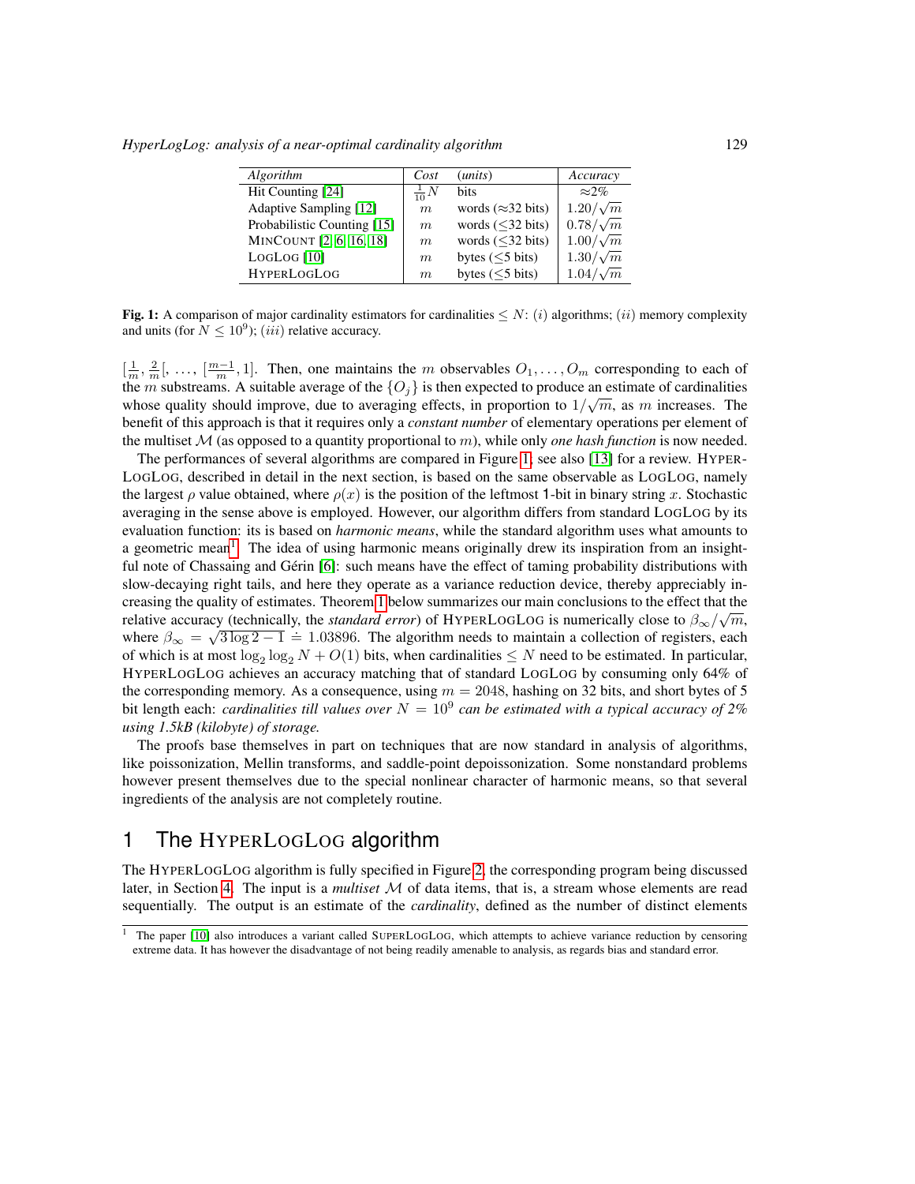| *Algorithm* | *Cost* | *(units)* | *Accuracy* |
|---|---|---|---|
| Hit Counting [24] | $\frac{1}{10}N$ | bits | $\approx 2\%$ |
| Adaptive Sampling [12] | $m$ | words ($\approx$32 bits) | $1.20/\sqrt{m}$ |
| Probabilistic Counting [15] | $m$ | words ($\leq$32 bits) | $0.78/\sqrt{m}$ |
| MINCOUNT [2, 6, 16, 18] | $m$ | words ($\leq$32 bits) | $1.00/\sqrt{m}$ |
| LOGLOG [10] | $m$ | bytes ($\leq$5 bits) | $1.30/\sqrt{m}$ |
| HYPERLOGLOG | $m$ | bytes ($\leq$5 bits) | $1.04/\sqrt{m}$ |

**Fig. 1:** A comparison of major cardinality estimators for cardinalities $\leq N$: $(i)$ algorithms; $(ii)$ memory complexity and units (for $N \leq 10^9$); $(iii)$ relative accuracy.

$[\frac{1}{m}, \frac{2}{m}[, \ldots, [\frac{m-1}{m}, 1]$. Then, one maintains the $m$ observables $O_1, \ldots, O_m$ corresponding to each of the $m$ substreams. A suitable average of the $\{O_j\}$ is then expected to produce an estimate of cardinalities whose quality should improve, due to averaging effects, in proportion to $1/\sqrt{m}$, as $m$ increases. The benefit of this approach is that it requires only a *constant number* of elementary operations per element of the multiset $\mathcal{M}$ (as opposed to a quantity proportional to $m$), while only *one hash function* is now needed.

The performances of several algorithms are compared in Figure 1; see also [13] for a review. HYPERLOGLOG, described in detail in the next section, is based on the same observable as LOGLOG, namely the largest $\rho$ value obtained, where $\rho(x)$ is the position of the leftmost 1-bit in binary string $x$. Stochastic averaging in the sense above is employed. However, our algorithm differs from standard LOGLOG by its evaluation function: its is based on *harmonic means*, while the standard algorithm uses what amounts to a geometric mean[1]. The idea of using harmonic means originally drew its inspiration from an insightful note of Chassaing and Gérin [6]: such means have the effect of taming probability distributions with slow-decaying right tails, and here they operate as a variance reduction device, thereby appreciably increasing the quality of estimates. Theorem 1 below summarizes our main conclusions to the effect that the relative accuracy (technically, the *standard error*) of HYPERLOGLOG is numerically close to $\beta_\infty/\sqrt{m}$, where $\beta_\infty = \sqrt{3\log 2 - 1} \doteq 1.03896$. The algorithm needs to maintain a collection of registers, each of which is at most $\log_2 \log_2 N + O(1)$ bits, when cardinalities $\leq N$ need to be estimated. In particular, HYPERLOGLOG achieves an accuracy matching that of standard LOGLOG by consuming only 64% of the corresponding memory. As a consequence, using $m = 2048$, hashing on 32 bits, and short bytes of 5 bit length each: *cardinalities till values over $N = 10^9$ can be estimated with a typical accuracy of 2% using 1.5kB (kilobyte) of storage.*

The proofs base themselves in part on techniques that are now standard in analysis of algorithms, like poissonization, Mellin transforms, and saddle-point depoissonization. Some nonstandard problems however present themselves due to the special nonlinear character of harmonic means, so that several ingredients of the analysis are not completely routine.

## 1 The HYPERLOGLOG algorithm

The HYPERLOGLOG algorithm is fully specified in Figure 2, the corresponding program being discussed later, in Section 4. The input is a *multiset* $\mathcal{M}$ of data items, that is, a stream whose elements are read sequentially. The output is an estimate of the *cardinality*, defined as the number of distinct elements

[1] The paper [10] also introduces a variant called SUPERLOGLOG, which attempts to achieve variance reduction by censoring extreme data. It has however the disadvantage of not being readily amenable to analysis, as regards bias and standard error.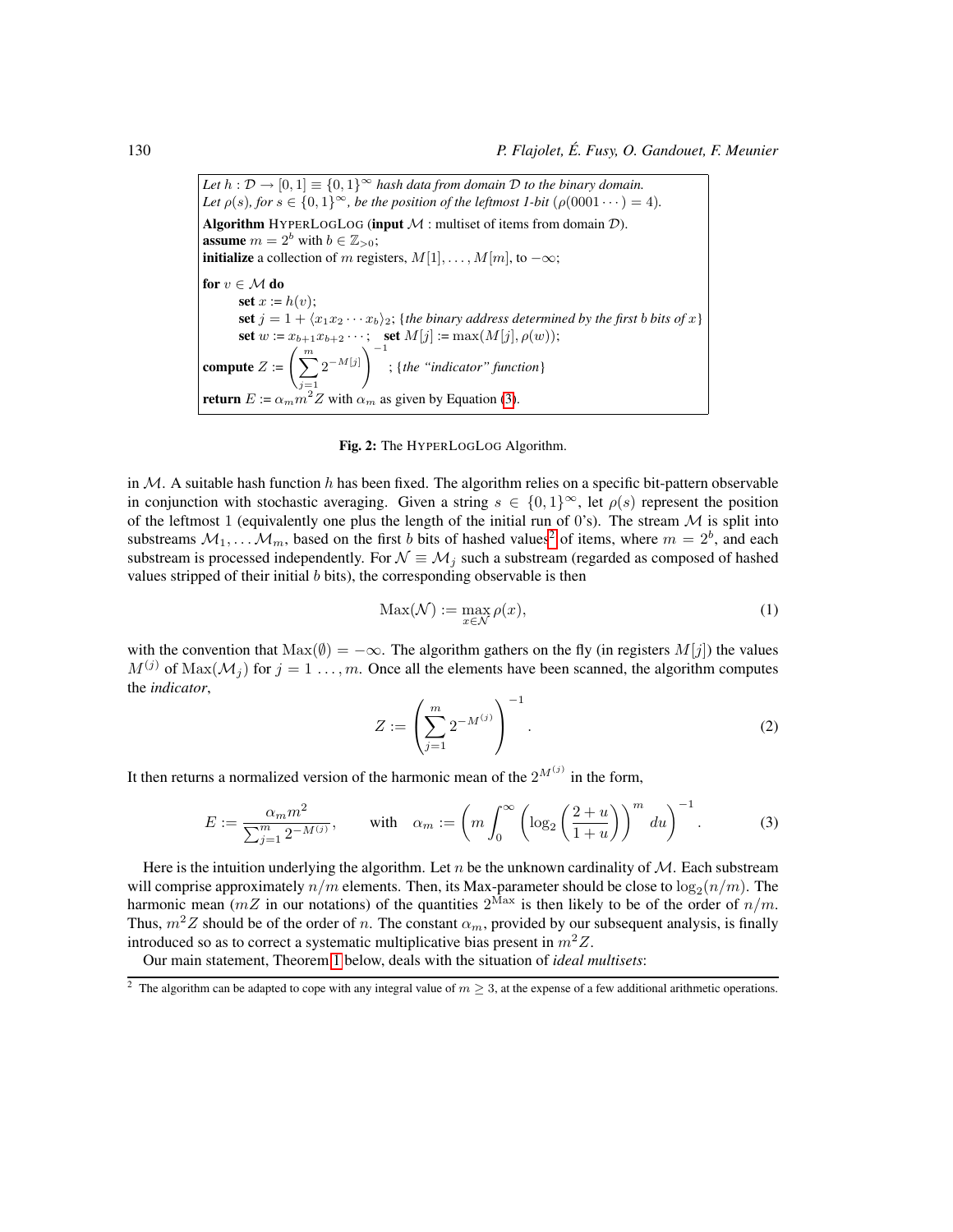*Let $h : \mathcal{D} \to [0,1] \equiv \{0,1\}^\infty$ hash data from domain $\mathcal{D}$ to the binary domain.*
*Let $\rho(s)$, for $s \in \{0,1\}^\infty$, be the position of the leftmost 1-bit ($\rho(0001\cdots) = 4$).*

**Algorithm** HYPERLOGLOG (**input** $\mathcal{M}$ : multiset of items from domain $\mathcal{D}$).
**assume** $m = 2^b$ with $b \in \mathbb{Z}_{>0}$;
**initialize** a collection of $m$ registers, $M[1], \ldots, M[m]$, to $-\infty$;

**for** $v \in \mathcal{M}$ **do**
  **set** $x := h(v)$;
  **set** $j = 1 + \langle x_1 x_2 \cdots x_b \rangle_2$; {*the binary address determined by the first b bits of x*}
  **set** $w := x_{b+1} x_{b+2} \cdots$; **set** $M[j] := \max(M[j], \rho(w))$;
**compute** $Z := \left( \sum_{j=1}^{m} 2^{-M[j]} \right)^{-1}$; {*the "indicator" function*}
**return** $E := \alpha_m m^2 Z$ with $\alpha_m$ as given by Equation (3).

**Fig. 2:** The HYPERLOGLOG Algorithm.

in $\mathcal{M}$. A suitable hash function $h$ has been fixed. The algorithm relies on a specific bit-pattern observable in conjunction with stochastic averaging. Given a string $s \in \{0,1\}^\infty$, let $\rho(s)$ represent the position of the leftmost 1 (equivalently one plus the length of the initial run of 0's). The stream $\mathcal{M}$ is split into substreams $\mathcal{M}_1, \ldots \mathcal{M}_m$, based on the first $b$ bits of hashed values[2] of items, where $m = 2^b$, and each substream is processed independently. For $\mathcal{N} \equiv \mathcal{M}_j$ such a substream (regarded as composed of hashed values stripped of their initial $b$ bits), the corresponding observable is then

$$\mathrm{Max}(\mathcal{N}) := \max_{x \in \mathcal{N}} \rho(x), \tag{1}$$

with the convention that $\mathrm{Max}(\emptyset) = -\infty$. The algorithm gathers on the fly (in registers $M[j]$) the values $M^{(j)}$ of $\mathrm{Max}(\mathcal{M}_j)$ for $j = 1 \ldots, m$. Once all the elements have been scanned, the algorithm computes the *indicator*,

$$Z := \left( \sum_{j=1}^{m} 2^{-M^{(j)}} \right)^{-1}. \tag{2}$$

It then returns a normalized version of the harmonic mean of the $2^{M^{(j)}}$ in the form,

$$E := \frac{\alpha_m m^2}{\sum_{j=1}^{m} 2^{-M^{(j)}}}, \qquad \text{with} \quad \alpha_m := \left( m \int_0^\infty \left( \log_2 \left( \frac{2+u}{1+u} \right) \right)^m du \right)^{-1}. \tag{3}$$

Here is the intuition underlying the algorithm. Let $n$ be the unknown cardinality of $\mathcal{M}$. Each substream will comprise approximately $n/m$ elements. Then, its Max-parameter should be close to $\log_2(n/m)$. The harmonic mean ($mZ$ in our notations) of the quantities $2^{\mathrm{Max}}$ is then likely to be of the order of $n/m$. Thus, $m^2 Z$ should be of the order of $n$. The constant $\alpha_m$, provided by our subsequent analysis, is finally introduced so as to correct a systematic multiplicative bias present in $m^2 Z$.

Our main statement, Theorem 1 below, deals with the situation of *ideal multisets*:

[2] The algorithm can be adapted to cope with any integral value of $m \geq 3$, at the expense of a few additional arithmetic operations.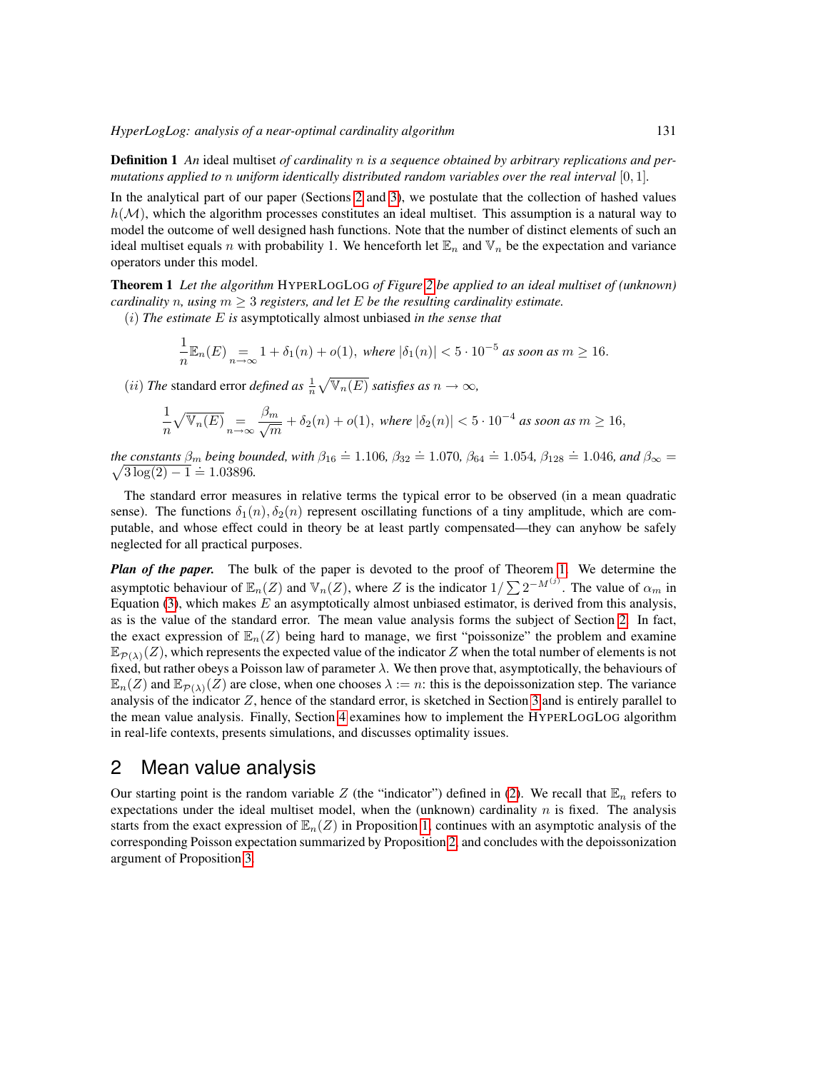**Definition 1** *An* ideal multiset *of cardinality* $n$ *is a sequence obtained by arbitrary replications and permutations applied to* $n$ *uniform identically distributed random variables over the real interval* $[0, 1]$.

In the analytical part of our paper (Sections 2 and 3), we postulate that the collection of hashed values $h(\mathcal{M})$, which the algorithm processes constitutes an ideal multiset. This assumption is a natural way to model the outcome of well designed hash functions. Note that the number of distinct elements of such an ideal multiset equals $n$ with probability 1. We henceforth let $\mathbb{E}_n$ and $\mathbb{V}_n$ be the expectation and variance operators under this model.

**Theorem 1** *Let the algorithm* HYPERLOGLOG *of Figure 2 be applied to an ideal multiset of (unknown) cardinality* $n$*, using* $m \geq 3$ *registers, and let* $E$ *be the resulting cardinality estimate.*

$(i)$ *The estimate* $E$ *is* asymptotically almost unbiased *in the sense that*

$$\frac{1}{n}\mathbb{E}_n(E) \underset{n\to\infty}{=} 1 + \delta_1(n) + o(1), \text{ where } |\delta_1(n)| < 5 \cdot 10^{-5} \text{ as soon as } m \geq 16.$$

$(ii)$ *The* standard error *defined as* $\frac{1}{n}\sqrt{\mathbb{V}_n(E)}$ *satisfies as* $n \to \infty$,

$$\frac{1}{n}\sqrt{\mathbb{V}_n(E)} \underset{n\to\infty}{=} \frac{\beta_m}{\sqrt{m}} + \delta_2(n) + o(1), \text{ where } |\delta_2(n)| < 5 \cdot 10^{-4} \text{ as soon as } m \geq 16,$$

*the constants* $\beta_m$ *being bounded, with* $\beta_{16} \doteq 1.106$, $\beta_{32} \doteq 1.070$, $\beta_{64} \doteq 1.054$, $\beta_{128} \doteq 1.046$*, and* $\beta_\infty = \sqrt{3\log(2) - 1} \doteq 1.03896$.

The standard error measures in relative terms the typical error to be observed (in a mean quadratic sense). The functions $\delta_1(n), \delta_2(n)$ represent oscillating functions of a tiny amplitude, which are computable, and whose effect could in theory be at least partly compensated—they can anyhow be safely neglected for all practical purposes.

***Plan of the paper.*** The bulk of the paper is devoted to the proof of Theorem 1. We determine the asymptotic behaviour of $\mathbb{E}_n(Z)$ and $\mathbb{V}_n(Z)$, where $Z$ is the indicator $1/\sum 2^{-M^{(j)}}$. The value of $\alpha_m$ in Equation (3), which makes $E$ an asymptotically almost unbiased estimator, is derived from this analysis, as is the value of the standard error. The mean value analysis forms the subject of Section 2. In fact, the exact expression of $\mathbb{E}_n(Z)$ being hard to manage, we first "poissonize" the problem and examine $\mathbb{E}_{\mathcal{P}(\lambda)}(Z)$, which represents the expected value of the indicator $Z$ when the total number of elements is not fixed, but rather obeys a Poisson law of parameter $\lambda$. We then prove that, asymptotically, the behaviours of $\mathbb{E}_n(Z)$ and $\mathbb{E}_{\mathcal{P}(\lambda)}(Z)$ are close, when one chooses $\lambda := n$: this is the depoissonization step. The variance analysis of the indicator $Z$, hence of the standard error, is sketched in Section 3 and is entirely parallel to the mean value analysis. Finally, Section 4 examines how to implement the HYPERLOGLOG algorithm in real-life contexts, presents simulations, and discusses optimality issues.

## 2 Mean value analysis

Our starting point is the random variable $Z$ (the "indicator") defined in (2). We recall that $\mathbb{E}_n$ refers to expectations under the ideal multiset model, when the (unknown) cardinality $n$ is fixed. The analysis starts from the exact expression of $\mathbb{E}_n(Z)$ in Proposition 1, continues with an asymptotic analysis of the corresponding Poisson expectation summarized by Proposition 2, and concludes with the depoissonization argument of Proposition 3.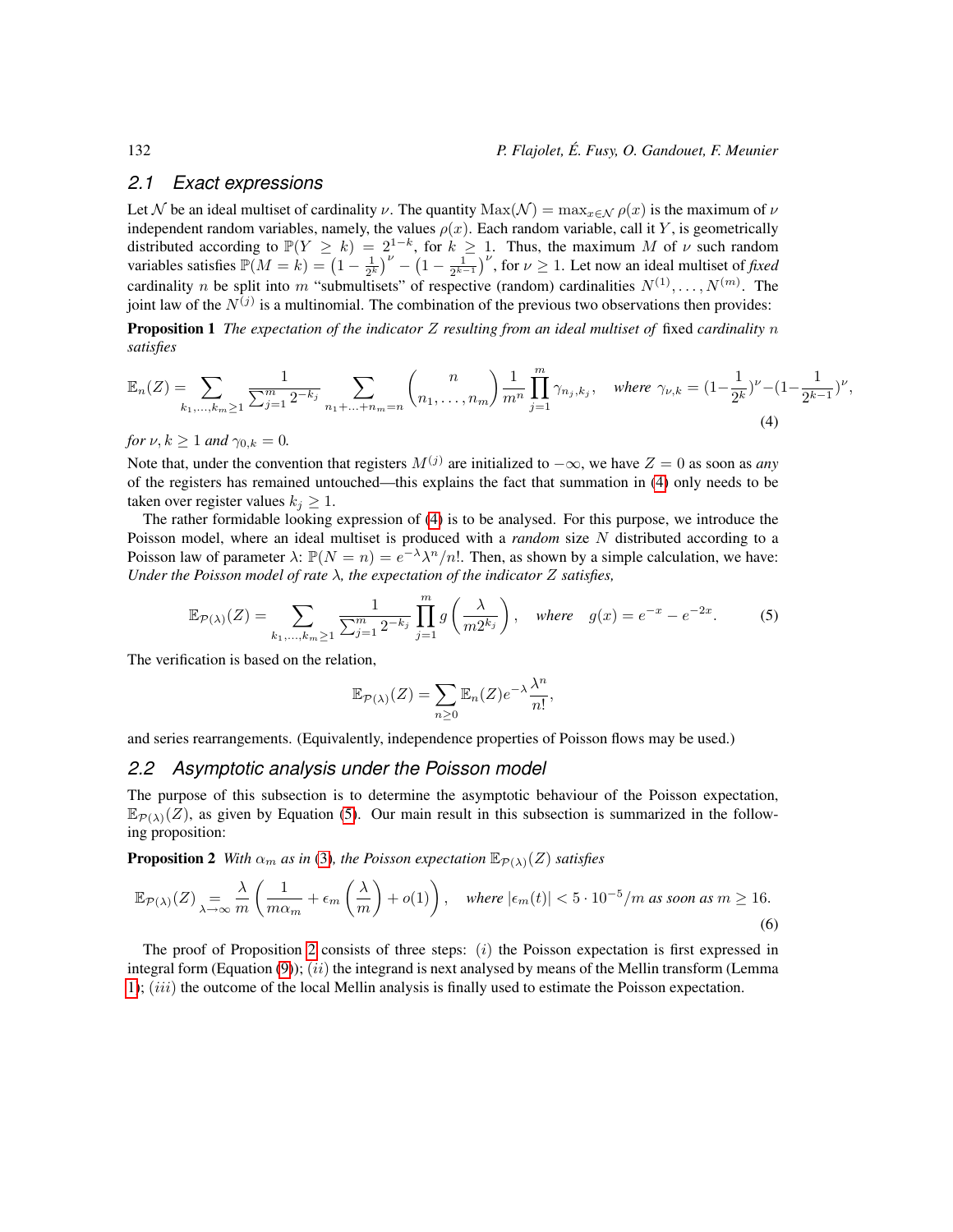## 2.1 Exact expressions

Let $\mathcal{N}$ be an ideal multiset of cardinality $\nu$. The quantity $\mathrm{Max}(\mathcal{N}) = \max_{x \in \mathcal{N}} \rho(x)$ is the maximum of $\nu$ independent random variables, namely, the values $\rho(x)$. Each random variable, call it $Y$, is geometrically distributed according to $\mathbb{P}(Y \geq k) = 2^{1-k}$, for $k \geq 1$. Thus, the maximum $M$ of $\nu$ such random variables satisfies $\mathbb{P}(M = k) = \left(1 - \frac{1}{2^k}\right)^\nu - \left(1 - \frac{1}{2^{k-1}}\right)^\nu$, for $\nu \geq 1$. Let now an ideal multiset of *fixed* cardinality $n$ be split into $m$ "submultisets" of respective (random) cardinalities $N^{(1)}, \ldots, N^{(m)}$. The joint law of the $N^{(j)}$ is a multinomial. The combination of the previous two observations then provides:

**Proposition 1** *The expectation of the indicator $Z$ resulting from an ideal multiset of* fixed *cardinality $n$ satisfies*

$$\mathbb{E}_n(Z) = \sum_{k_1,\ldots,k_m \geq 1} \frac{1}{\sum_{j=1}^m 2^{-k_j}} \sum_{n_1+\ldots+n_m=n} \binom{n}{n_1,\ldots,n_m} \frac{1}{m^n} \prod_{j=1}^m \gamma_{n_j,k_j}, \quad \textit{where } \gamma_{\nu,k} = (1-\frac{1}{2^k})^\nu - (1-\frac{1}{2^{k-1}})^\nu, \tag{4}$$

*for $\nu, k \geq 1$ and $\gamma_{0,k} = 0$.*

Note that, under the convention that registers $M^{(j)}$ are initialized to $-\infty$, we have $Z = 0$ as soon as *any* of the registers has remained untouched—this explains the fact that summation in (4) only needs to be taken over register values $k_j \geq 1$.

The rather formidable looking expression of (4) is to be analysed. For this purpose, we introduce the Poisson model, where an ideal multiset is produced with a *random* size $N$ distributed according to a Poisson law of parameter $\lambda$: $\mathbb{P}(N = n) = e^{-\lambda}\lambda^n/n!$. Then, as shown by a simple calculation, we have: *Under the Poisson model of rate $\lambda$, the expectation of the indicator $Z$ satisfies,*

$$\mathbb{E}_{\mathcal{P}(\lambda)}(Z) = \sum_{k_1,\ldots,k_m \geq 1} \frac{1}{\sum_{j=1}^m 2^{-k_j}} \prod_{j=1}^m g\left(\frac{\lambda}{m 2^{k_j}}\right), \quad \textit{where} \quad g(x) = e^{-x} - e^{-2x}. \tag{5}$$

The verification is based on the relation,

$$\mathbb{E}_{\mathcal{P}(\lambda)}(Z) = \sum_{n \geq 0} \mathbb{E}_n(Z) e^{-\lambda} \frac{\lambda^n}{n!},$$

and series rearrangements. (Equivalently, independence properties of Poisson flows may be used.)

## 2.2 Asymptotic analysis under the Poisson model

The purpose of this subsection is to determine the asymptotic behaviour of the Poisson expectation, $\mathbb{E}_{\mathcal{P}(\lambda)}(Z)$, as given by Equation (5). Our main result in this subsection is summarized in the following proposition:

**Proposition 2** *With $\alpha_m$ as in (3), the Poisson expectation $\mathbb{E}_{\mathcal{P}(\lambda)}(Z)$ satisfies*

$$\mathbb{E}_{\mathcal{P}(\lambda)}(Z) \underset{\lambda \to \infty}{=} \frac{\lambda}{m}\left(\frac{1}{m\alpha_m} + \epsilon_m\left(\frac{\lambda}{m}\right) + o(1)\right), \quad \textit{where } |\epsilon_m(t)| < 5 \cdot 10^{-5}/m \textit{ as soon as } m \geq 16. \tag{6}$$

The proof of Proposition 2 consists of three steps: $(i)$ the Poisson expectation is first expressed in integral form (Equation (9)); $(ii)$ the integrand is next analysed by means of the Mellin transform (Lemma 1); $(iii)$ the outcome of the local Mellin analysis is finally used to estimate the Poisson expectation.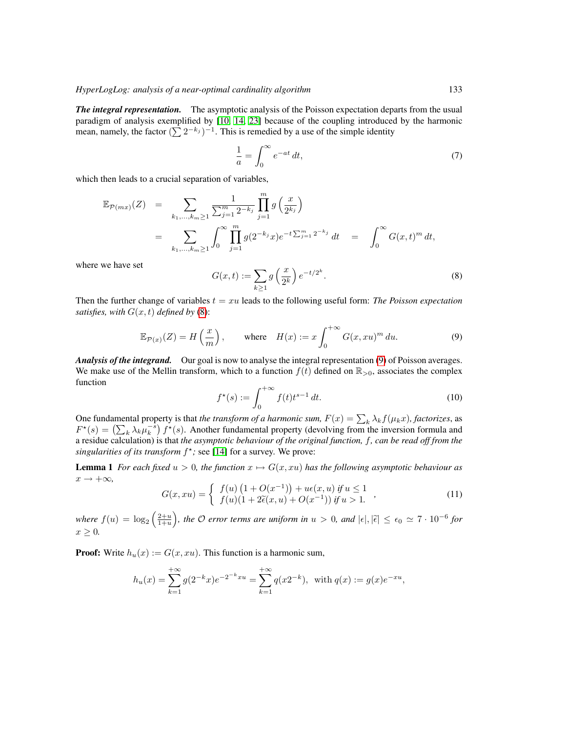***The integral representation.*** The asymptotic analysis of the Poisson expectation departs from the usual paradigm of analysis exemplified by [10, 14, 23] because of the coupling introduced by the harmonic mean, namely, the factor $(\sum 2^{-k_j})^{-1}$. This is remedied by a use of the simple identity

$$\frac{1}{a} = \int_0^\infty e^{-at}\, dt, \tag{7}$$

which then leads to a crucial separation of variables,

$$\begin{aligned}
\mathbb{E}_{\mathcal{P}(mx)}(Z) &= \sum_{k_1,\ldots,k_m \geq 1} \frac{1}{\sum_{j=1}^m 2^{-k_j}} \prod_{j=1}^m g\left(\frac{x}{2^{k_j}}\right) \\
&= \sum_{k_1,\ldots,k_m \geq 1} \int_0^\infty \prod_{j=1}^m g(2^{-k_j}x) e^{-t\sum_{j=1}^m 2^{-k_j}}\, dt \quad = \quad \int_0^\infty G(x,t)^m\, dt,
\end{aligned}$$

where we have set

$$G(x,t) := \sum_{k \geq 1} g\left(\frac{x}{2^k}\right) e^{-t/2^k}. \tag{8}$$

Then the further change of variables $t = xu$ leads to the following useful form: *The Poisson expectation satisfies, with $G(x,t)$ defined by (8):*

$$\mathbb{E}_{\mathcal{P}(x)}(Z) = H\left(\frac{x}{m}\right), \qquad \text{where} \quad H(x) := x\int_0^{+\infty} G(x,xu)^m\, du. \tag{9}$$

***Analysis of the integrand.*** Our goal is now to analyse the integral representation (9) of Poisson averages. We make use of the Mellin transform, which to a function $f(t)$ defined on $\mathbb{R}_{>0}$, associates the complex function

$$f^\star(s) := \int_0^{+\infty} f(t) t^{s-1}\, dt. \tag{10}$$

One fundamental property is that *the transform of a harmonic sum, $F(x) = \sum_k \lambda_k f(\mu_k x)$, factorizes*, as $F^\star(s) = \left(\sum_k \lambda_k \mu_k^{-s}\right) f^\star(s)$. Another fundamental property (devolving from the inversion formula and a residue calculation) is that *the asymptotic behaviour of the original function, $f$, can be read off from the singularities of its transform $f^\star$*; see [14] for a survey. We prove:

**Lemma 1** *For each fixed $u > 0$, the function $x \mapsto G(x, xu)$ has the following asymptotic behaviour as $x \to +\infty$,*

$$G(x,xu) = \begin{cases} f(u)\left(1 + O(x^{-1})\right) + u\epsilon(x,u) & \text{if } u \leq 1 \\ f(u)(1 + 2\widetilde{\epsilon}(x,u) + O(x^{-1})) & \text{if } u > 1. \end{cases}, \tag{11}$$

*where $f(u) = \log_2\left(\frac{2+u}{1+u}\right)$, the $\mathcal{O}$ error terms are uniform in $u > 0$, and $|\epsilon|, |\widetilde{\epsilon}| \leq \epsilon_0 \simeq 7 \cdot 10^{-6}$ for $x \geq 0$.*

**Proof:** Write $h_u(x) := G(x, xu)$. This function is a harmonic sum,

$$h_u(x) = \sum_{k=1}^{+\infty} g(2^{-k}x) e^{-2^{-k}xu} = \sum_{k=1}^{+\infty} q(x2^{-k}), \;\; \text{with } q(x) := g(x)e^{-xu},$$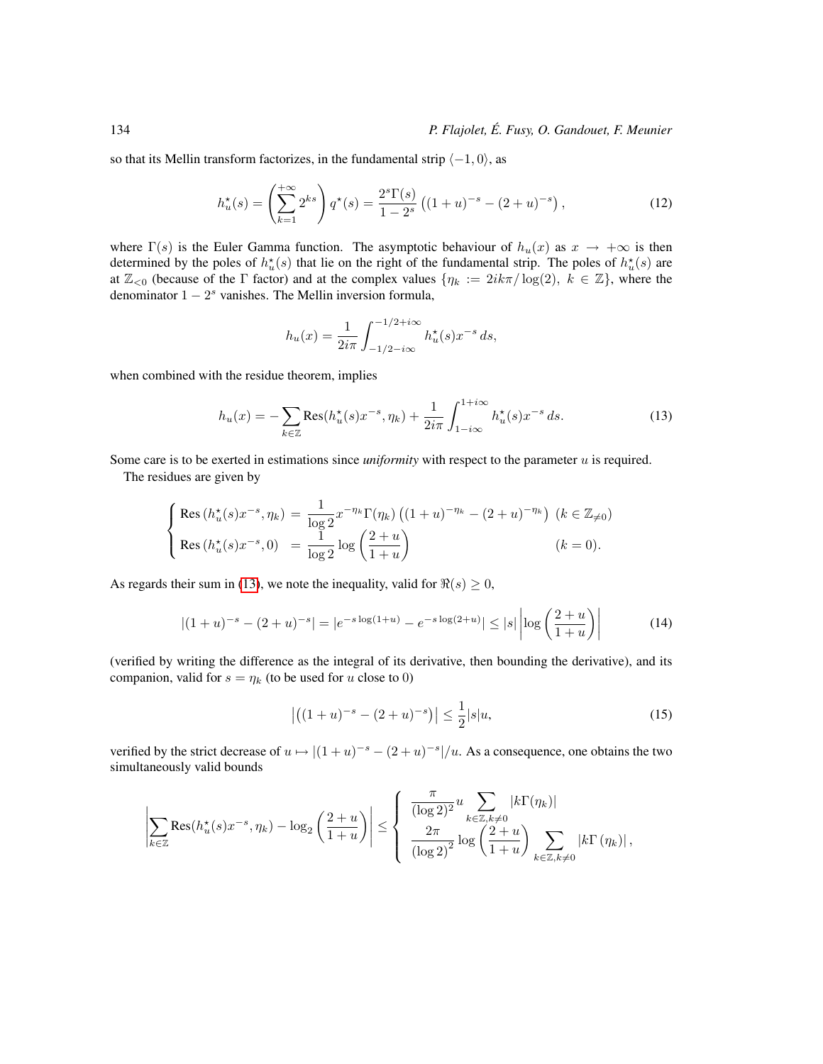so that its Mellin transform factorizes, in the fundamental strip $\langle -1, 0\rangle$, as

$$h_u^\star(s) = \left(\sum_{k=1}^{+\infty} 2^{ks}\right) q^\star(s) = \frac{2^s \Gamma(s)}{1-2^s}\left((1+u)^{-s} - (2+u)^{-s}\right), \tag{12}$$

where $\Gamma(s)$ is the Euler Gamma function. The asymptotic behaviour of $h_u(x)$ as $x \to +\infty$ is then determined by the poles of $h_u^\star(s)$ that lie on the right of the fundamental strip. The poles of $h_u^\star(s)$ are at $\mathbb{Z}_{<0}$ (because of the $\Gamma$ factor) and at the complex values $\{\eta_k := 2ik\pi/\log(2),\ k \in \mathbb{Z}\}$, where the denominator $1 - 2^s$ vanishes. The Mellin inversion formula,

$$h_u(x) = \frac{1}{2i\pi}\int_{-1/2-i\infty}^{-1/2+i\infty} h_u^\star(s) x^{-s}\, ds,$$

when combined with the residue theorem, implies

$$h_u(x) = -\sum_{k\in\mathbb{Z}} \operatorname{Res}(h_u^\star(s)x^{-s}, \eta_k) + \frac{1}{2i\pi}\int_{1-i\infty}^{1+i\infty} h_u^\star(s) x^{-s}\, ds. \tag{13}$$

Some care is to be exerted in estimations since *uniformity* with respect to the parameter $u$ is required.

The residues are given by

$$\begin{cases} \operatorname{Res}\left(h_u^\star(s)x^{-s}, \eta_k\right) \ = \ \dfrac{1}{\log 2} x^{-\eta_k}\Gamma(\eta_k)\left((1+u)^{-\eta_k} - (2+u)^{-\eta_k}\right) & (k \in \mathbb{Z}_{\neq 0}) \\ \operatorname{Res}\left(h_u^\star(s)x^{-s}, 0\right) \ = \ \dfrac{1}{\log 2}\log\left(\dfrac{2+u}{1+u}\right) & (k=0). \end{cases}$$

As regards their sum in (13), we note the inequality, valid for $\Re(s) \geq 0$,

$$|(1+u)^{-s} - (2+u)^{-s}| = |e^{-s\log(1+u)} - e^{-s\log(2+u)}| \leq |s|\left|\log\left(\frac{2+u}{1+u}\right)\right| \tag{14}$$

(verified by writing the difference as the integral of its derivative, then bounding the derivative), and its companion, valid for $s = \eta_k$ (to be used for $u$ close to 0)

$$\left|\left((1+u)^{-s} - (2+u)^{-s}\right)\right| \leq \frac{1}{2}|s|u, \tag{15}$$

verified by the strict decrease of $u \mapsto |(1+u)^{-s} - (2+u)^{-s}|/u$. As a consequence, one obtains the two simultaneously valid bounds

$$\left|\sum_{k\in\mathbb{Z}} \operatorname{Res}(h_u^\star(s)x^{-s}, \eta_k) - \log_2\left(\frac{2+u}{1+u}\right)\right| \leq \begin{cases} \dfrac{\pi}{(\log 2)^2} u \displaystyle\sum_{k\in\mathbb{Z}, k\neq 0} |k\Gamma(\eta_k)| \\ \dfrac{2\pi}{(\log 2)^2}\log\left(\dfrac{2+u}{1+u}\right) \displaystyle\sum_{k\in\mathbb{Z}, k\neq 0} |k\Gamma(\eta_k)|, \end{cases}$$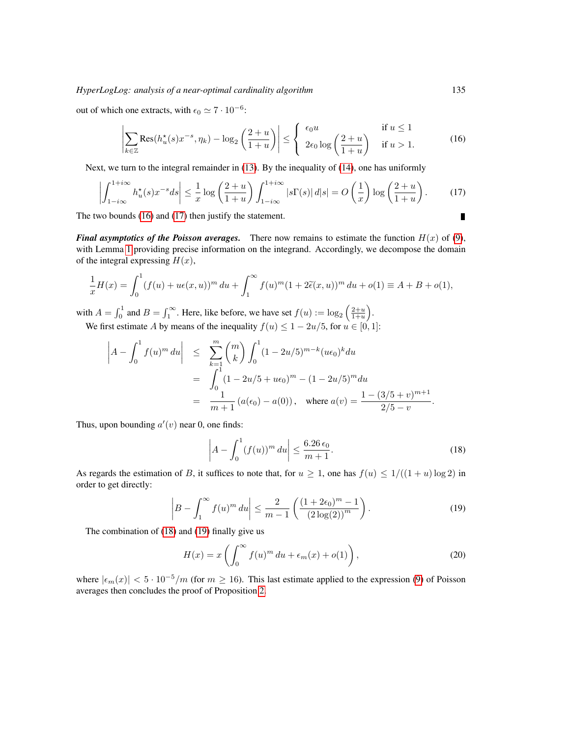out of which one extracts, with $\epsilon_0 \simeq 7 \cdot 10^{-6}$:

$$\left|\sum_{k\in\mathbb{Z}} \mathrm{Res}(h_u^\star(s)x^{-s}, \eta_k) - \log_2\left(\frac{2+u}{1+u}\right)\right| \leq \begin{cases} \epsilon_0 u & \text{if } u \leq 1 \\ 2\epsilon_0 \log\left(\dfrac{2+u}{1+u}\right) & \text{if } u > 1. \end{cases} \tag{16}$$

Next, we turn to the integral remainder in (13). By the inequality of (14), one has uniformly

$$\left|\int_{1-i\infty}^{1+i\infty} h_u^\star(s)x^{-s}ds\right| \leq \frac{1}{x}\log\left(\frac{2+u}{1+u}\right)\int_{1-i\infty}^{1+i\infty} |s\Gamma(s)|\, d|s| = O\left(\frac{1}{x}\right)\log\left(\frac{2+u}{1+u}\right). \tag{17}$$

The two bounds (16) and (17) then justify the statement. ∎

***Final asymptotics of the Poisson averages.*** There now remains to estimate the function $H(x)$ of (9), with Lemma 1 providing precise information on the integrand. Accordingly, we decompose the domain of the integral expressing $H(x)$,

$$\frac{1}{x}H(x) = \int_0^1 (f(u) + u\epsilon(x,u))^m\, du + \int_1^\infty f(u)^m(1 + 2\widetilde{\epsilon}(x,u))^m\, du + o(1) \equiv A + B + o(1),$$

with $A = \int_0^1$ and $B = \int_1^\infty$. Here, like before, we have set $f(u) := \log_2\left(\frac{2+u}{1+u}\right)$.

We first estimate $A$ by means of the inequality $f(u) \leq 1 - 2u/5$, for $u \in [0,1]$:

$$\begin{aligned}
\left|A - \int_0^1 f(u)^m\, du\right| &\leq \sum_{k=1}^{m}\binom{m}{k}\int_0^1 (1-2u/5)^{m-k}(u\epsilon_0)^k du \\
&= \int_0^1 (1-2u/5+u\epsilon_0)^m - (1-2u/5)^m du \\
&= \frac{1}{m+1}\left(a(\epsilon_0) - a(0)\right), \quad \text{where } a(v) = \frac{1-(3/5+v)^{m+1}}{2/5-v}.
\end{aligned}$$

Thus, upon bounding $a'(v)$ near 0, one finds:

$$\left|A - \int_0^1 (f(u))^m\, du\right| \leq \frac{6.26\,\epsilon_0}{m+1}. \tag{18}$$

As regards the estimation of $B$, it suffices to note that, for $u \geq 1$, one has $f(u) \leq 1/((1+u)\log 2)$ in order to get directly:

$$\left|B - \int_1^\infty f(u)^m\, du\right| \leq \frac{2}{m-1}\left(\frac{(1+2\epsilon_0)^m - 1}{(2\log(2))^m}\right). \tag{19}$$

The combination of (18) and (19) finally give us

$$H(x) = x\left(\int_0^\infty f(u)^m\, du + \epsilon_m(x) + o(1)\right), \tag{20}$$

where $|\epsilon_m(x)| < 5 \cdot 10^{-5}/m$ (for $m \geq 16$). This last estimate applied to the expression (9) of Poisson averages then concludes the proof of Proposition 2.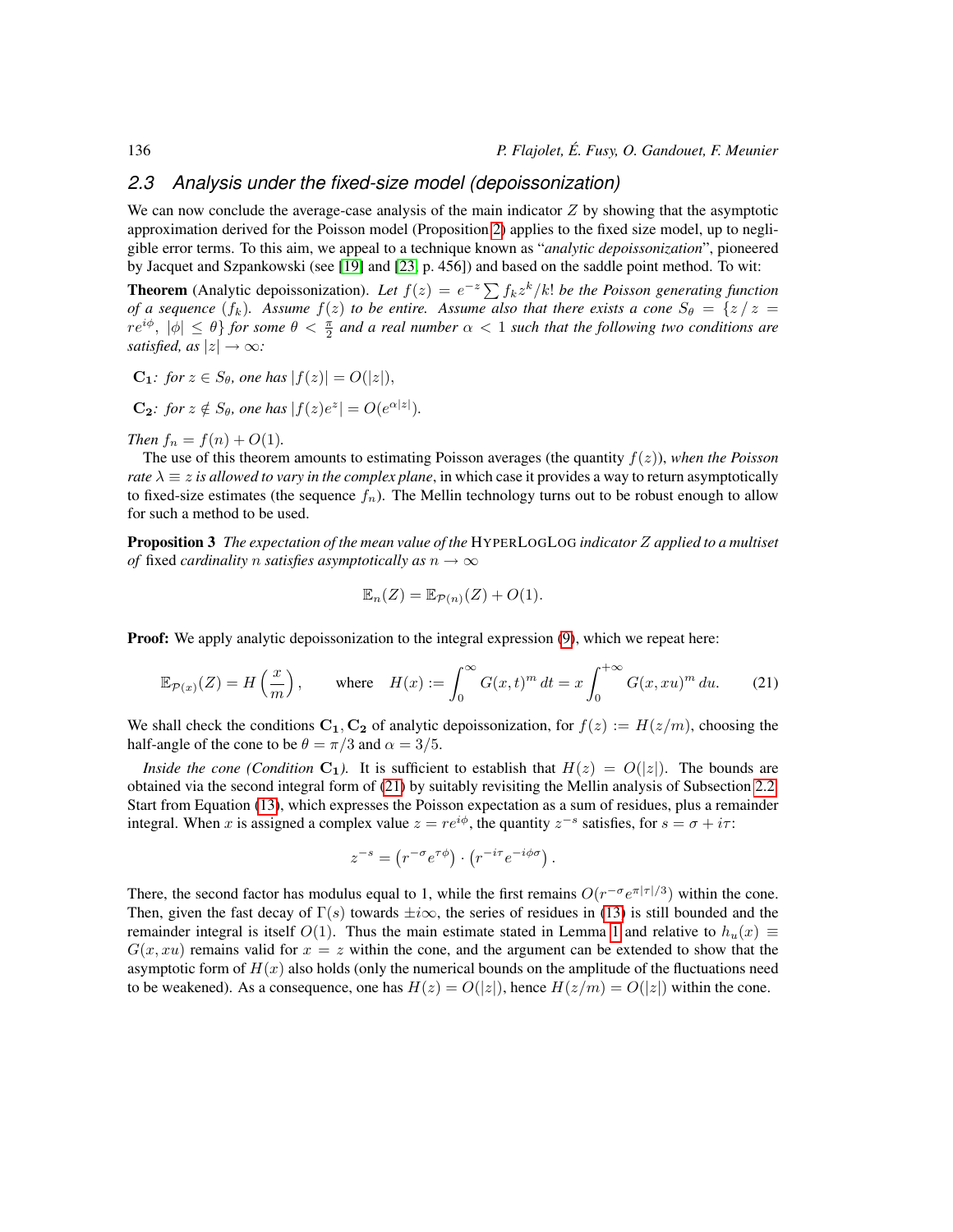## 2.3 Analysis under the fixed-size model (depoissonization)

We can now conclude the average-case analysis of the main indicator $Z$ by showing that the asymptotic approximation derived for the Poisson model (Proposition 2) applies to the fixed size model, up to negligible error terms. To this aim, we appeal to a technique known as "*analytic depoissonization*", pioneered by Jacquet and Szpankowski (see [19] and [23, p. 456]) and based on the saddle point method. To wit:

**Theorem** (Analytic depoissonization). *Let $f(z) = e^{-z} \sum f_k z^k / k!$ be the Poisson generating function of a sequence $(f_k)$. Assume $f(z)$ to be entire. Assume also that there exists a cone $S_\theta = \{z \,/\, z = re^{i\phi},\ |\phi| \le \theta\}$ for some $\theta < \frac{\pi}{2}$ and a real number $\alpha < 1$ such that the following two conditions are satisfied, as $|z| \to \infty$:*

$\mathbf{C_1}$*: for $z \in S_\theta$, one has $|f(z)| = O(|z|)$,*

$\mathbf{C_2}$*: for $z \notin S_\theta$, one has $|f(z)e^z| = O(e^{\alpha|z|})$.*

*Then $f_n = f(n) + O(1)$.*

The use of this theorem amounts to estimating Poisson averages (the quantity $f(z)$), *when the Poisson rate $\lambda \equiv z$ is allowed to vary in the complex plane*, in which case it provides a way to return asymptotically to fixed-size estimates (the sequence $f_n$). The Mellin technology turns out to be robust enough to allow for such a method to be used.

**Proposition 3** *The expectation of the mean value of the* HYPERLOGLOG *indicator $Z$ applied to a multiset of* fixed *cardinality $n$ satisfies asymptotically as $n \to \infty$*

$$\mathbb{E}_n(Z) = \mathbb{E}_{\mathcal{P}(n)}(Z) + O(1).$$

**Proof:** We apply analytic depoissonization to the integral expression (9), which we repeat here:

$$\mathbb{E}_{\mathcal{P}(x)}(Z) = H\left(\frac{x}{m}\right), \qquad \text{where} \quad H(x) := \int_0^\infty G(x,t)^m \, dt = x \int_0^{+\infty} G(x, xu)^m \, du. \tag{21}$$

We shall check the conditions $\mathbf{C_1}, \mathbf{C_2}$ of analytic depoissonization, for $f(z) := H(z/m)$, choosing the half-angle of the cone to be $\theta = \pi/3$ and $\alpha = 3/5$.

*Inside the cone (Condition $\mathbf{C_1}$).* It is sufficient to establish that $H(z) = O(|z|)$. The bounds are obtained via the second integral form of (21) by suitably revisiting the Mellin analysis of Subsection 2.2. Start from Equation (13), which expresses the Poisson expectation as a sum of residues, plus a remainder integral. When $x$ is assigned a complex value $z = re^{i\phi}$, the quantity $z^{-s}$ satisfies, for $s = \sigma + i\tau$:

$$z^{-s} = \left(r^{-\sigma} e^{\tau\phi}\right) \cdot \left(r^{-i\tau} e^{-i\phi\sigma}\right).$$

There, the second factor has modulus equal to 1, while the first remains $O(r^{-\sigma} e^{\pi|\tau|/3})$ within the cone. Then, given the fast decay of $\Gamma(s)$ towards $\pm i\infty$, the series of residues in (13) is still bounded and the remainder integral is itself $O(1)$. Thus the main estimate stated in Lemma 1 and relative to $h_u(x) \equiv G(x, xu)$ remains valid for $x = z$ within the cone, and the argument can be extended to show that the asymptotic form of $H(x)$ also holds (only the numerical bounds on the amplitude of the fluctuations need to be weakened). As a consequence, one has $H(z) = O(|z|)$, hence $H(z/m) = O(|z|)$ within the cone.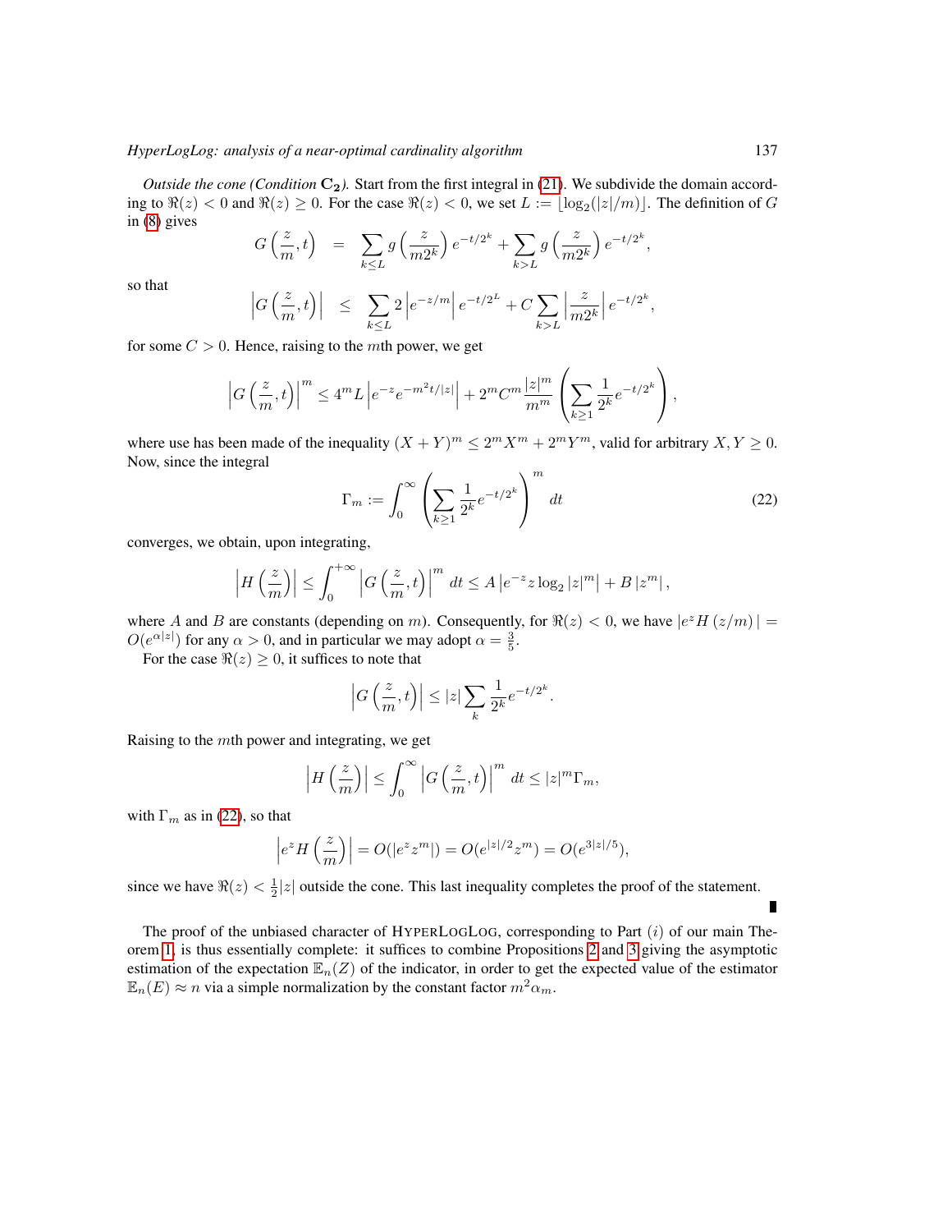*Outside the cone (Condition* $\mathbf{C_2}$*).* Start from the first integral in (21). We subdivide the domain according to $\Re(z) < 0$ and $\Re(z) \geq 0$. For the case $\Re(z) < 0$, we set $L := \lfloor \log_2(|z|/m) \rfloor$. The definition of $G$ in (8) gives

$$G\left(\frac{z}{m}, t\right) = \sum_{k \leq L} g\left(\frac{z}{m2^k}\right) e^{-t/2^k} + \sum_{k > L} g\left(\frac{z}{m2^k}\right) e^{-t/2^k},$$

so that

$$\left|G\left(\frac{z}{m}, t\right)\right| \leq \sum_{k \leq L} 2\left|e^{-z/m}\right| e^{-t/2^L} + C \sum_{k > L} \left|\frac{z}{m2^k}\right| e^{-t/2^k},$$

for some $C > 0$. Hence, raising to the $m$th power, we get

$$\left|G\left(\frac{z}{m}, t\right)\right|^m \leq 4^m L \left|e^{-z} e^{-m^2 t/|z|}\right| + 2^m C^m \frac{|z|^m}{m^m} \left(\sum_{k \geq 1} \frac{1}{2^k} e^{-t/2^k}\right),$$

where use has been made of the inequality $(X+Y)^m \leq 2^m X^m + 2^m Y^m$, valid for arbitrary $X, Y \geq 0$. Now, since the integral

$$\Gamma_m := \int_0^\infty \left(\sum_{k \geq 1} \frac{1}{2^k} e^{-t/2^k}\right)^m dt \tag{22}$$

converges, we obtain, upon integrating,

$$\left|H\left(\frac{z}{m}\right)\right| \leq \int_0^{+\infty} \left|G\left(\frac{z}{m}, t\right)\right|^m dt \leq A\left|e^{-z} z \log_2 |z|^m\right| + B\left|z^m\right|,$$

where $A$ and $B$ are constants (depending on $m$). Consequently, for $\Re(z) < 0$, we have $|e^z H(z/m)| = O(e^{\alpha|z|})$ for any $\alpha > 0$, and in particular we may adopt $\alpha = \frac{3}{5}$.

For the case $\Re(z) \geq 0$, it suffices to note that

$$\left|G\left(\frac{z}{m}, t\right)\right| \leq |z| \sum_k \frac{1}{2^k} e^{-t/2^k}.$$

Raising to the $m$th power and integrating, we get

$$\left|H\left(\frac{z}{m}\right)\right| \leq \int_0^\infty \left|G\left(\frac{z}{m}, t\right)\right|^m dt \leq |z|^m \Gamma_m,$$

with $\Gamma_m$ as in (22), so that

$$\left|e^z H\left(\frac{z}{m}\right)\right| = O(|e^z z^m|) = O(e^{|z|/2} z^m) = O(e^{3|z|/5}),$$

since we have $\Re(z) < \frac{1}{2}|z|$ outside the cone. This last inequality completes the proof of the statement. ∎

The proof of the unbiased character of HYPERLOGLOG, corresponding to Part $(i)$ of our main Theorem 1, is thus essentially complete: it suffices to combine Propositions 2 and 3 giving the asymptotic estimation of the expectation $\mathbb{E}_n(Z)$ of the indicator, in order to get the expected value of the estimator $\mathbb{E}_n(E) \approx n$ via a simple normalization by the constant factor $m^2 \alpha_m$.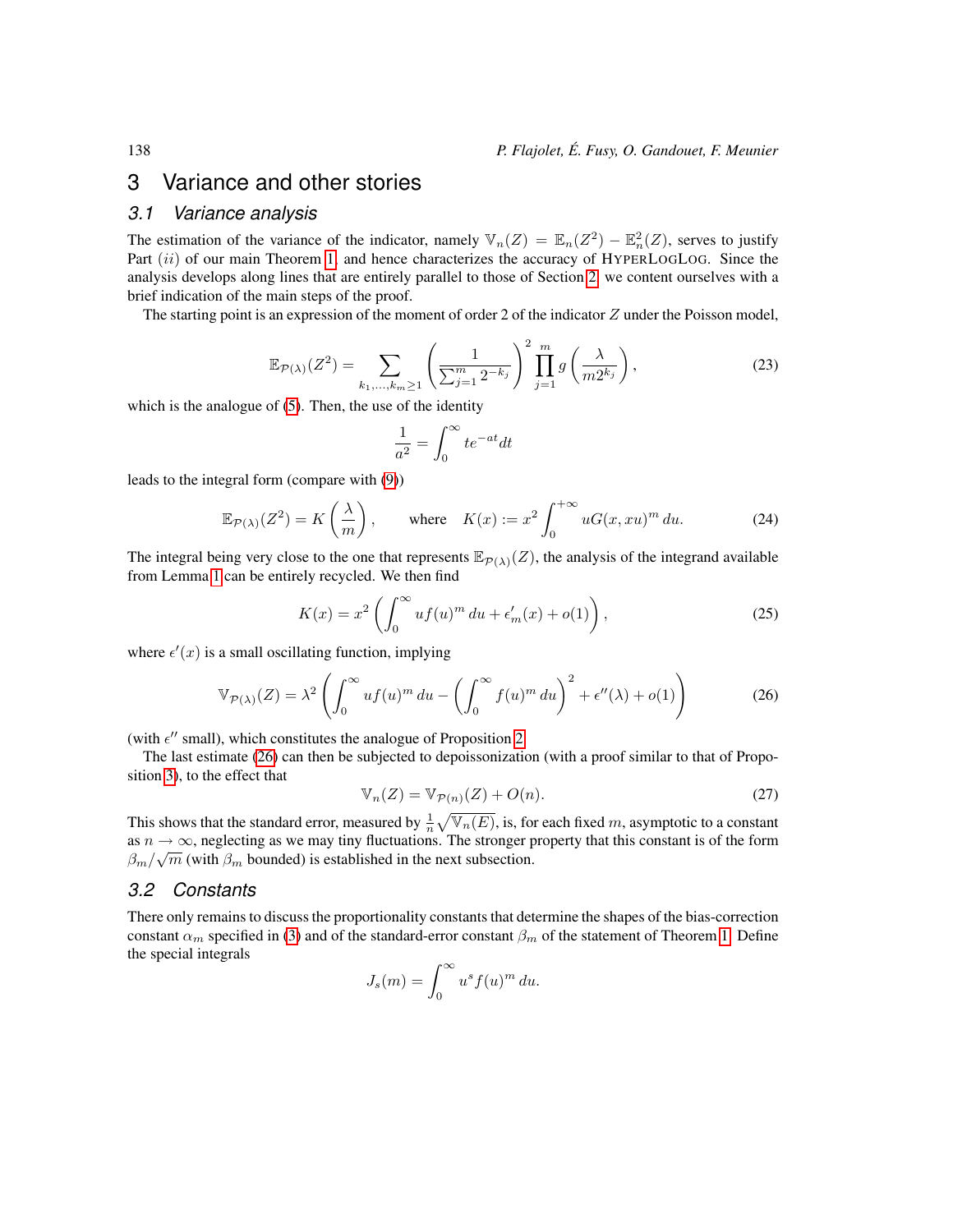## 3 Variance and other stories

### 3.1 Variance analysis

The estimation of the variance of the indicator, namely $\mathbb{V}_n(Z) = \mathbb{E}_n(Z^2) - \mathbb{E}_n^2(Z)$, serves to justify Part $(ii)$ of our main Theorem 1, and hence characterizes the accuracy of HyperLogLog. Since the analysis develops along lines that are entirely parallel to those of Section 2, we content ourselves with a brief indication of the main steps of the proof.

The starting point is an expression of the moment of order 2 of the indicator $Z$ under the Poisson model,

$$\mathbb{E}_{\mathcal{P}(\lambda)}(Z^2) = \sum_{k_1,\ldots,k_m \geq 1} \left( \frac{1}{\sum_{j=1}^{m} 2^{-k_j}} \right)^2 \prod_{j=1}^{m} g\left( \frac{\lambda}{m 2^{k_j}} \right), \tag{23}$$

which is the analogue of (5). Then, the use of the identity

$$\frac{1}{a^2} = \int_0^\infty t e^{-at} dt$$

leads to the integral form (compare with (9))

$$\mathbb{E}_{\mathcal{P}(\lambda)}(Z^2) = K\left(\frac{\lambda}{m}\right), \qquad \text{where} \quad K(x) := x^2 \int_0^{+\infty} u G(x, xu)^m \, du. \tag{24}$$

The integral being very close to the one that represents $\mathbb{E}_{\mathcal{P}(\lambda)}(Z)$, the analysis of the integrand available from Lemma 1 can be entirely recycled. We then find

$$K(x) = x^2 \left( \int_0^\infty u f(u)^m \, du + \epsilon'_m(x) + o(1) \right), \tag{25}$$

where $\epsilon'(x)$ is a small oscillating function, implying

$$\mathbb{V}_{\mathcal{P}(\lambda)}(Z) = \lambda^2 \left( \int_0^\infty u f(u)^m \, du - \left( \int_0^\infty f(u)^m \, du \right)^2 + \epsilon''(\lambda) + o(1) \right) \tag{26}$$

(with $\epsilon''$ small), which constitutes the analogue of Proposition 2.

The last estimate (26) can then be subjected to depoissonization (with a proof similar to that of Proposition 3), to the effect that

$$\mathbb{V}_n(Z) = \mathbb{V}_{\mathcal{P}(n)}(Z) + O(n). \tag{27}$$

This shows that the standard error, measured by $\frac{1}{n}\sqrt{\mathbb{V}_n(E)}$, is, for each fixed $m$, asymptotic to a constant as $n \to \infty$, neglecting as we may tiny fluctuations. The stronger property that this constant is of the form $\beta_m/\sqrt{m}$ (with $\beta_m$ bounded) is established in the next subsection.

### 3.2 Constants

There only remains to discuss the proportionality constants that determine the shapes of the bias-correction constant $\alpha_m$ specified in (3) and of the standard-error constant $\beta_m$ of the statement of Theorem 1. Define the special integrals

$$J_s(m) = \int_0^\infty u^s f(u)^m \, du.$$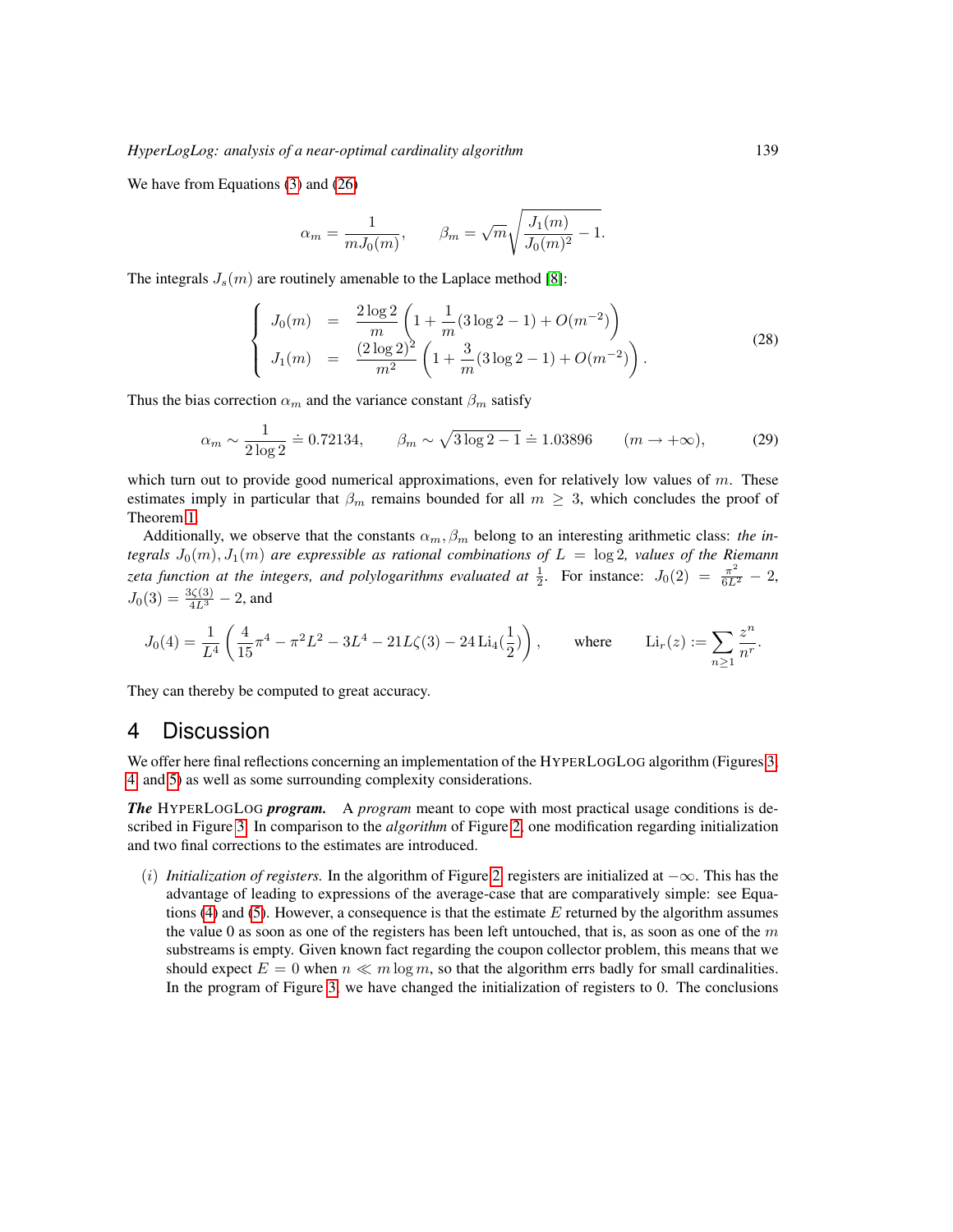We have from Equations (3) and (26)

$$\alpha_m = \frac{1}{mJ_0(m)}, \qquad \beta_m = \sqrt{m}\sqrt{\frac{J_1(m)}{J_0(m)^2} - 1}.$$

The integrals $J_s(m)$ are routinely amenable to the Laplace method [8]:

$$\begin{cases} J_0(m) &=& \dfrac{2\log 2}{m}\left(1 + \dfrac{1}{m}(3\log 2 - 1) + O(m^{-2})\right) \\ J_1(m) &=& \dfrac{(2\log 2)^2}{m^2}\left(1 + \dfrac{3}{m}(3\log 2 - 1) + O(m^{-2})\right). \end{cases} \tag{28}$$

Thus the bias correction $\alpha_m$ and the variance constant $\beta_m$ satisfy

$$\alpha_m \sim \frac{1}{2\log 2} \doteq 0.72134, \qquad \beta_m \sim \sqrt{3\log 2 - 1} \doteq 1.03896 \qquad (m \to +\infty), \tag{29}$$

which turn out to provide good numerical approximations, even for relatively low values of $m$. These estimates imply in particular that $\beta_m$ remains bounded for all $m \geq 3$, which concludes the proof of Theorem 1.

Additionally, we observe that the constants $\alpha_m, \beta_m$ belong to an interesting arithmetic class: *the integrals $J_0(m), J_1(m)$ are expressible as rational combinations of $L = \log 2$, values of the Riemann zeta function at the integers, and polylogarithms evaluated at $\frac{1}{2}$.* For instance: $J_0(2) = \frac{\pi^2}{6L^2} - 2$, $J_0(3) = \frac{3\zeta(3)}{4L^3} - 2$, and

$$J_0(4) = \frac{1}{L^4}\left(\frac{4}{15}\pi^4 - \pi^2 L^2 - 3L^4 - 21L\zeta(3) - 24\,\mathrm{Li}_4(\tfrac{1}{2})\right), \qquad \text{where} \qquad \mathrm{Li}_r(z) := \sum_{n\geq 1} \frac{z^n}{n^r}.$$

They can thereby be computed to great accuracy.

# 4 Discussion

We offer here final reflections concerning an implementation of the HYPERLOGLOG algorithm (Figures 3, 4, and 5) as well as some surrounding complexity considerations.

***The* HYPERLOGLOG *program.*** A *program* meant to cope with most practical usage conditions is described in Figure 3. In comparison to the *algorithm* of Figure 2, one modification regarding initialization and two final corrections to the estimates are introduced.

$(i)$ *Initialization of registers.* In the algorithm of Figure 2, registers are initialized at $-\infty$. This has the advantage of leading to expressions of the average-case that are comparatively simple: see Equations (4) and (5). However, a consequence is that the estimate $E$ returned by the algorithm assumes the value 0 as soon as one of the registers has been left untouched, that is, as soon as one of the $m$ substreams is empty. Given known fact regarding the coupon collector problem, this means that we should expect $E = 0$ when $n \ll m \log m$, so that the algorithm errs badly for small cardinalities. In the program of Figure 3, we have changed the initialization of registers to 0. The conclusions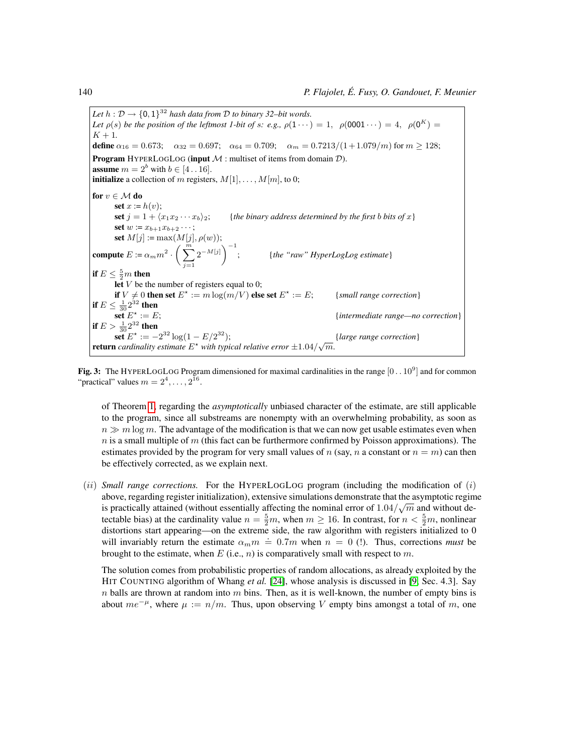```
Let h : D → {0,1}^32 hash data from D to binary 32–bit words.
Let ρ(s) be the position of the leftmost 1-bit of s: e.g., ρ(1···) = 1,  ρ(0001···) = 4,  ρ(0^K) = K + 1.
define α_16 = 0.673;   α_32 = 0.697;   α_64 = 0.709;   α_m = 0.7213/(1+1.079/m) for m ≥ 128;
Program HYPERLOGLOG (input M : multiset of items from domain D).
assume m = 2^b with b ∈ [4..16].
initialize a collection of m registers, M[1], ..., M[m], to 0;

for v ∈ M do
        set x := h(v);
        set j = 1 + ⟨x_1 x_2 ··· x_b⟩_2;        {the binary address determined by the first b bits of x}
        set w := x_{b+1} x_{b+2} ···;
        set M[j] := max(M[j], ρ(w));
compute E := α_m m^2 · ( Σ_{j=1}^{m} 2^{-M[j]} )^{-1};          {the "raw" HyperLogLog estimate}
if E ≤ (5/2) m then
        let V be the number of registers equal to 0;
        if V ≠ 0 then set E* := m log(m/V) else set E* := E;        {small range correction}
if E ≤ (1/30) 2^32 then
        set E* := E;                                                {intermediate range—no correction}
if E > (1/30) 2^32 then
        set E* := −2^32 log(1 − E/2^32);                            {large range correction}
return cardinality estimate E* with typical relative error ±1.04/√m.
```

**Fig. 3:** The HYPERLOGLOG Program dimensioned for maximal cardinalities in the range $[0\,..\,10^9]$ and for common "practical" values $m = 2^4, \ldots, 2^{16}$.

of Theorem 1, regarding the *asymptotically* unbiased character of the estimate, are still applicable to the program, since all substreams are nonempty with an overwhelming probability, as soon as $n \gg m \log m$. The advantage of the modification is that we can now get usable estimates even when $n$ is a small multiple of $m$ (this fact can be furthermore confirmed by Poisson approximations). The estimates provided by the program for very small values of $n$ (say, $n$ a constant or $n = m$) can then be effectively corrected, as we explain next.

$(ii)$ *Small range corrections.* For the HYPERLOGLOG program (including the modification of $(i)$ above, regarding register initialization), extensive simulations demonstrate that the asymptotic regime is practically attained (without essentially affecting the nominal error of $1.04/\sqrt{m}$ and without detectable bias) at the cardinality value $n = \frac{5}{2}m$, when $m \geq 16$. In contrast, for $n < \frac{5}{2}m$, nonlinear distortions start appearing—on the extreme side, the raw algorithm with registers initialized to 0 will invariably return the estimate $\alpha_m m \doteq 0.7m$ when $n = 0$ (!). Thus, corrections *must* be brought to the estimate, when $E$ (i.e., $n$) is comparatively small with respect to $m$.

The solution comes from probabilistic properties of random allocations, as already exploited by the HIT COUNTING algorithm of Whang *et al.* [24], whose analysis is discussed in [9, Sec. 4.3]. Say $n$ balls are thrown at random into $m$ bins. Then, as it is well-known, the number of empty bins is about $me^{-\mu}$, where $\mu := n/m$. Thus, upon observing $V$ empty bins amongst a total of $m$, one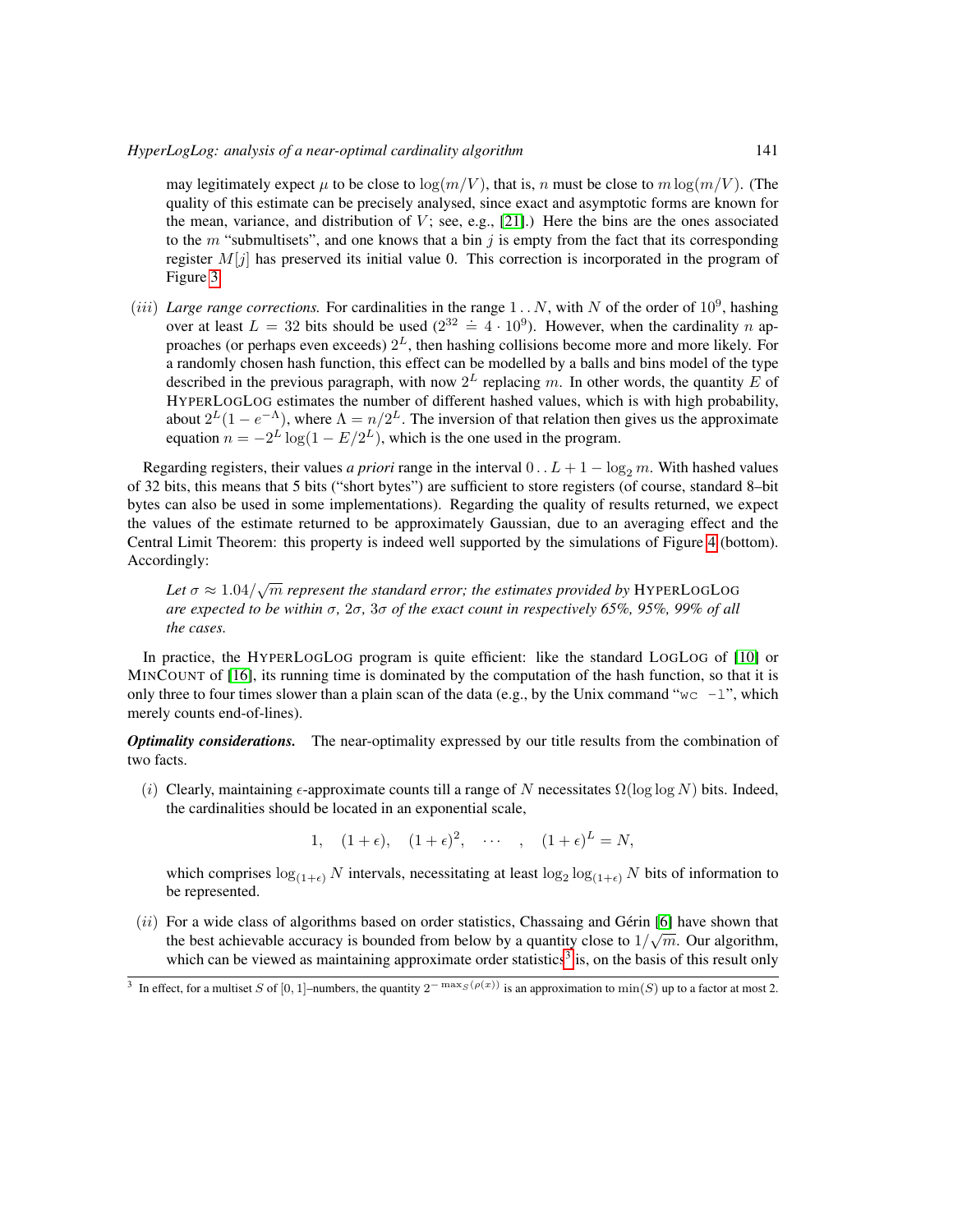may legitimately expect $\mu$ to be close to $\log(m/V)$, that is, $n$ must be close to $m \log(m/V)$. (The quality of this estimate can be precisely analysed, since exact and asymptotic forms are known for the mean, variance, and distribution of $V$; see, e.g., [21].) Here the bins are the ones associated to the $m$ "submultisets", and one knows that a bin $j$ is empty from the fact that its corresponding register $M[j]$ has preserved its initial value 0. This correction is incorporated in the program of Figure 3.

$(iii)$ *Large range corrections.* For cardinalities in the range $1 \,..\, N$, with $N$ of the order of $10^9$, hashing over at least $L = 32$ bits should be used ($2^{32} \doteq 4 \cdot 10^9$). However, when the cardinality $n$ approaches (or perhaps even exceeds) $2^L$, then hashing collisions become more and more likely. For a randomly chosen hash function, this effect can be modelled by a balls and bins model of the type described in the previous paragraph, with now $2^L$ replacing $m$. In other words, the quantity $E$ of HYPERLOGLOG estimates the number of different hashed values, which is with high probability, about $2^L(1 - e^{-\Lambda})$, where $\Lambda = n/2^L$. The inversion of that relation then gives us the approximate equation $n = -2^L \log(1 - E/2^L)$, which is the one used in the program.

Regarding registers, their values *a priori* range in the interval $0 \,..\, L + 1 - \log_2 m$. With hashed values of 32 bits, this means that 5 bits ("short bytes") are sufficient to store registers (of course, standard 8–bit bytes can also be used in some implementations). Regarding the quality of results returned, we expect the values of the estimate returned to be approximately Gaussian, due to an averaging effect and the Central Limit Theorem: this property is indeed well supported by the simulations of Figure 4 (bottom). Accordingly:

*Let $\sigma \approx 1.04/\sqrt{m}$ represent the standard error; the estimates provided by* HYPERLOGLOG *are expected to be within $\sigma$, $2\sigma$, $3\sigma$ of the exact count in respectively 65%, 95%, 99% of all the cases.*

In practice, the HYPERLOGLOG program is quite efficient: like the standard LOGLOG of [10] or MINCOUNT of [16], its running time is dominated by the computation of the hash function, so that it is only three to four times slower than a plain scan of the data (e.g., by the Unix command "`wc -l`", which merely counts end-of-lines).

***Optimality considerations.*** The near-optimality expressed by our title results from the combination of two facts.

$(i)$ Clearly, maintaining $\epsilon$-approximate counts till a range of $N$ necessitates $\Omega(\log \log N)$ bits. Indeed, the cardinalities should be located in an exponential scale,

$$1, \quad (1+\epsilon), \quad (1+\epsilon)^2, \quad \cdots \quad , \quad (1+\epsilon)^L = N,$$

which comprises $\log_{(1+\epsilon)} N$ intervals, necessitating at least $\log_2 \log_{(1+\epsilon)} N$ bits of information to be represented.

$(ii)$ For a wide class of algorithms based on order statistics, Chassaing and Gérin [6] have shown that the best achievable accuracy is bounded from below by a quantity close to $1/\sqrt{m}$. Our algorithm, which can be viewed as maintaining approximate order statistics[3] is, on the basis of this result only

[3] In effect, for a multiset $S$ of $[0, 1]$–numbers, the quantity $2^{-\max_S(\rho(x))}$ is an approximation to $\min(S)$ up to a factor at most 2.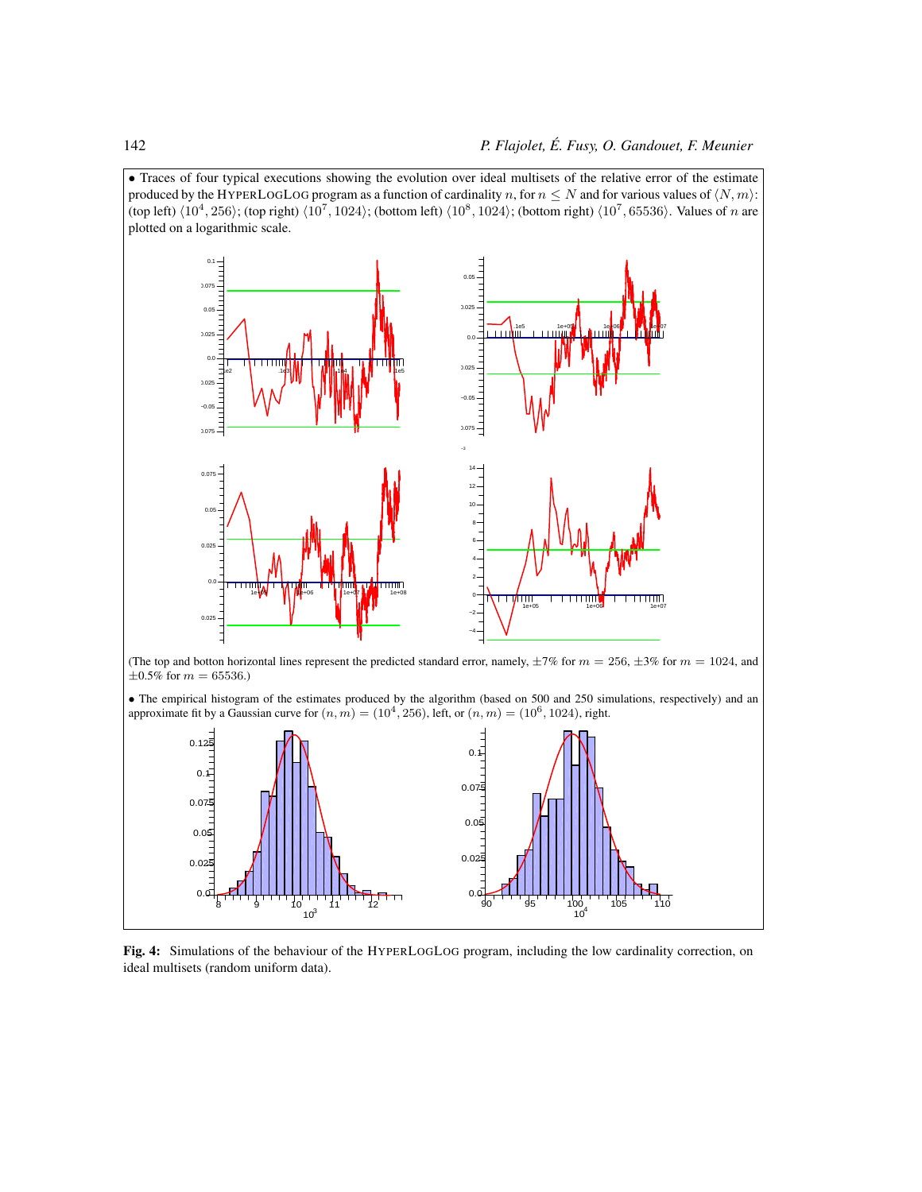• Traces of four typical executions showing the evolution over ideal multisets of the relative error of the estimate produced by the HYPERLOGLOG program as a function of cardinality $n$, for $n \le N$ and for various values of $\langle N, m \rangle$: (top left) $\langle 10^4, 256 \rangle$; (top right) $\langle 10^7, 1024 \rangle$; (bottom left) $\langle 10^8, 1024 \rangle$; (bottom right) $\langle 10^7, 65536 \rangle$. Values of $n$ are plotted on a logarithmic scale.

(The top and botton horizontal lines represent the predicted standard error, namely, $\pm 7\%$ for $m = 256$, $\pm 3\%$ for $m = 1024$, and $\pm 0.5\%$ for $m = 65536$.)

• The empirical histogram of the estimates produced by the algorithm (based on 500 and 250 simulations, respectively) and an approximate fit by a Gaussian curve for $(n, m) = (10^4, 256)$, left, or $(n, m) = (10^6, 1024)$, right.

**Fig. 4:** Simulations of the behaviour of the HYPERLOGLOG program, including the low cardinality correction, on ideal multisets (random uniform data).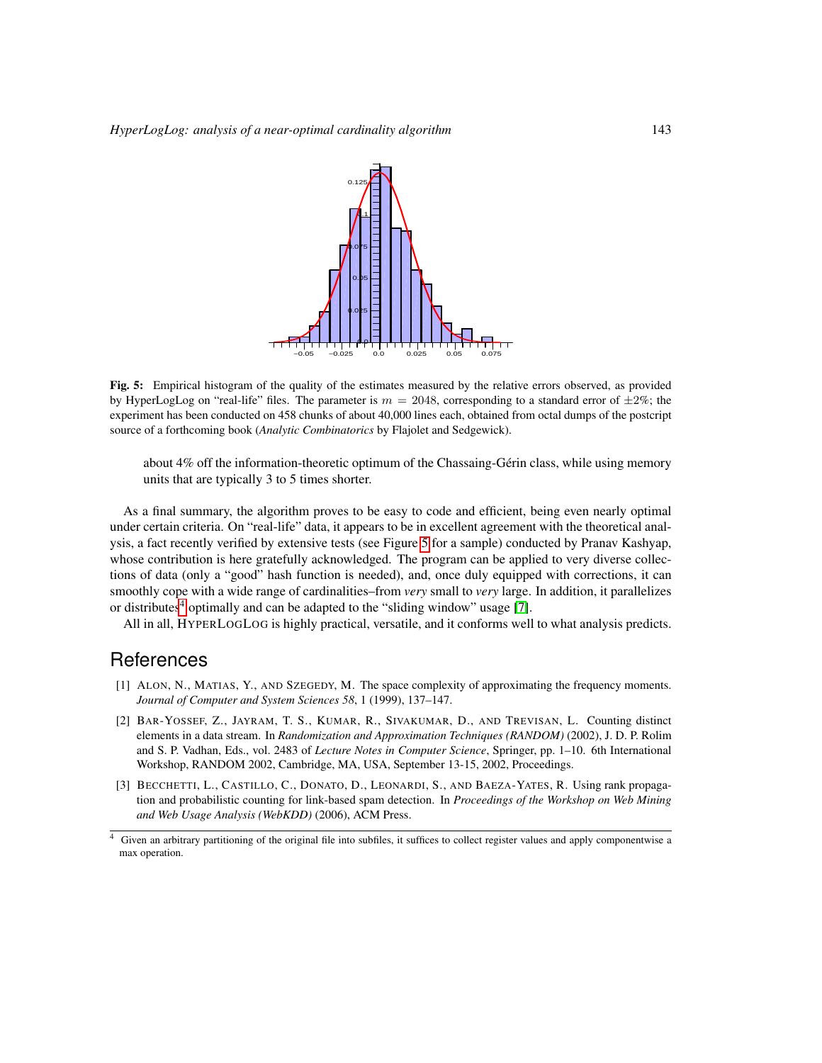**Fig. 5:** Empirical histogram of the quality of the estimates measured by the relative errors observed, as provided by HyperLogLog on "real-life" files. The parameter is $m = 2048$, corresponding to a standard error of $\pm 2\%$; the experiment has been conducted on 458 chunks of about 40,000 lines each, obtained from octal dumps of the postcript source of a forthcoming book (*Analytic Combinatorics* by Flajolet and Sedgewick).

about 4% off the information-theoretic optimum of the Chassaing-Gérin class, while using memory units that are typically 3 to 5 times shorter.

As a final summary, the algorithm proves to be easy to code and efficient, being even nearly optimal under certain criteria. On "real-life" data, it appears to be in excellent agreement with the theoretical analysis, a fact recently verified by extensive tests (see Figure 5 for a sample) conducted by Pranav Kashyap, whose contribution is here gratefully acknowledged. The program can be applied to very diverse collections of data (only a "good" hash function is needed), and, once duly equipped with corrections, it can smoothly cope with a wide range of cardinalities–from *very* small to *very* large. In addition, it parallelizes or distributes[4] optimally and can be adapted to the "sliding window" usage [7].

All in all, HYPERLOGLOG is highly practical, versatile, and it conforms well to what analysis predicts.

# References

[1] ALON, N., MATIAS, Y., AND SZEGEDY, M. The space complexity of approximating the frequency moments. *Journal of Computer and System Sciences 58*, 1 (1999), 137–147.

[2] BAR-YOSSEF, Z., JAYRAM, T. S., KUMAR, R., SIVAKUMAR, D., AND TREVISAN, L. Counting distinct elements in a data stream. In *Randomization and Approximation Techniques (RANDOM)* (2002), J. D. P. Rolim and S. P. Vadhan, Eds., vol. 2483 of *Lecture Notes in Computer Science*, Springer, pp. 1–10. 6th International Workshop, RANDOM 2002, Cambridge, MA, USA, September 13-15, 2002, Proceedings.

[3] BECCHETTI, L., CASTILLO, C., DONATO, D., LEONARDI, S., AND BAEZA-YATES, R. Using rank propagation and probabilistic counting for link-based spam detection. In *Proceedings of the Workshop on Web Mining and Web Usage Analysis (WebKDD)* (2006), ACM Press.

[4] Given an arbitrary partitioning of the original file into subfiles, it suffices to collect register values and apply componentwise a max operation.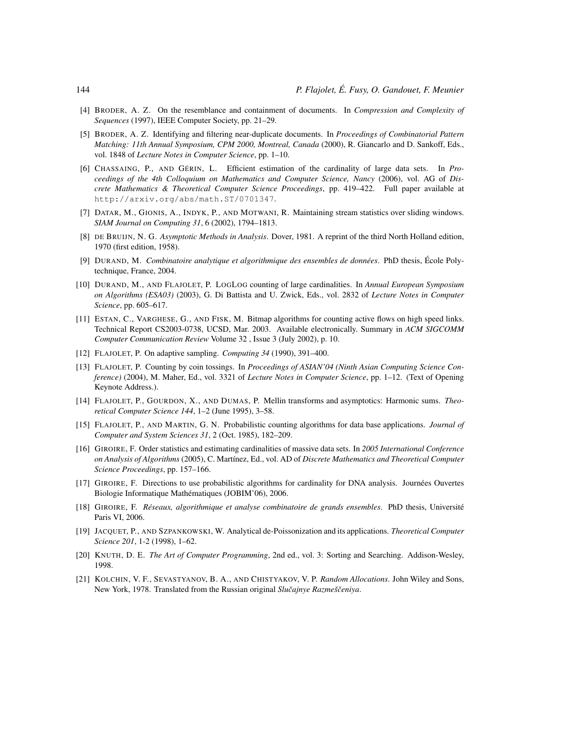[4] Broder, A. Z. On the resemblance and containment of documents. In *Compression and Complexity of Sequences* (1997), IEEE Computer Society, pp. 21–29.

[5] Broder, A. Z. Identifying and filtering near-duplicate documents. In *Proceedings of Combinatorial Pattern Matching: 11th Annual Symposium, CPM 2000, Montreal, Canada* (2000), R. Giancarlo and D. Sankoff, Eds., vol. 1848 of *Lecture Notes in Computer Science*, pp. 1–10.

[6] Chassaing, P., and Gérin, L. Efficient estimation of the cardinality of large data sets. In *Proceedings of the 4th Colloquium on Mathematics and Computer Science, Nancy* (2006), vol. AG of *Discrete Mathematics & Theoretical Computer Science Proceedings*, pp. 419–422. Full paper available at http://arxiv.org/abs/math.ST/0701347.

[7] Datar, M., Gionis, A., Indyk, P., and Motwani, R. Maintaining stream statistics over sliding windows. *SIAM Journal on Computing 31*, 6 (2002), 1794–1813.

[8] de Bruijn, N. G. *Asymptotic Methods in Analysis*. Dover, 1981. A reprint of the third North Holland edition, 1970 (first edition, 1958).

[9] Durand, M. *Combinatoire analytique et algorithmique des ensembles de données*. PhD thesis, École Polytechnique, France, 2004.

[10] Durand, M., and Flajolet, P. LogLog counting of large cardinalities. In *Annual European Symposium on Algorithms (ESA03)* (2003), G. Di Battista and U. Zwick, Eds., vol. 2832 of *Lecture Notes in Computer Science*, pp. 605–617.

[11] Estan, C., Varghese, G., and Fisk, M. Bitmap algorithms for counting active flows on high speed links. Technical Report CS2003-0738, UCSD, Mar. 2003. Available electronically. Summary in *ACM SIGCOMM Computer Communication Review* Volume 32 , Issue 3 (July 2002), p. 10.

[12] Flajolet, P. On adaptive sampling. *Computing 34* (1990), 391–400.

[13] Flajolet, P. Counting by coin tossings. In *Proceedings of ASIAN'04 (Ninth Asian Computing Science Conference)* (2004), M. Maher, Ed., vol. 3321 of *Lecture Notes in Computer Science*, pp. 1–12. (Text of Opening Keynote Address.).

[14] Flajolet, P., Gourdon, X., and Dumas, P. Mellin transforms and asymptotics: Harmonic sums. *Theoretical Computer Science 144*, 1–2 (June 1995), 3–58.

[15] Flajolet, P., and Martin, G. N. Probabilistic counting algorithms for data base applications. *Journal of Computer and System Sciences 31*, 2 (Oct. 1985), 182–209.

[16] Giroire, F. Order statistics and estimating cardinalities of massive data sets. In *2005 International Conference on Analysis of Algorithms* (2005), C. Martínez, Ed., vol. AD of *Discrete Mathematics and Theoretical Computer Science Proceedings*, pp. 157–166.

[17] Giroire, F. Directions to use probabilistic algorithms for cardinality for DNA analysis. Journées Ouvertes Biologie Informatique Mathématiques (JOBIM'06), 2006.

[18] Giroire, F. *Réseaux, algorithmique et analyse combinatoire de grands ensembles*. PhD thesis, Université Paris VI, 2006.

[19] Jacquet, P., and Szpankowski, W. Analytical de-Poissonization and its applications. *Theoretical Computer Science 201*, 1-2 (1998), 1–62.

[20] Knuth, D. E. *The Art of Computer Programming*, 2nd ed., vol. 3: Sorting and Searching. Addison-Wesley, 1998.

[21] Kolchin, V. F., Sevastyanov, B. A., and Chistyakov, V. P. *Random Allocations*. John Wiley and Sons, New York, 1978. Translated from the Russian original *Slučajnye Razmeščeniya*.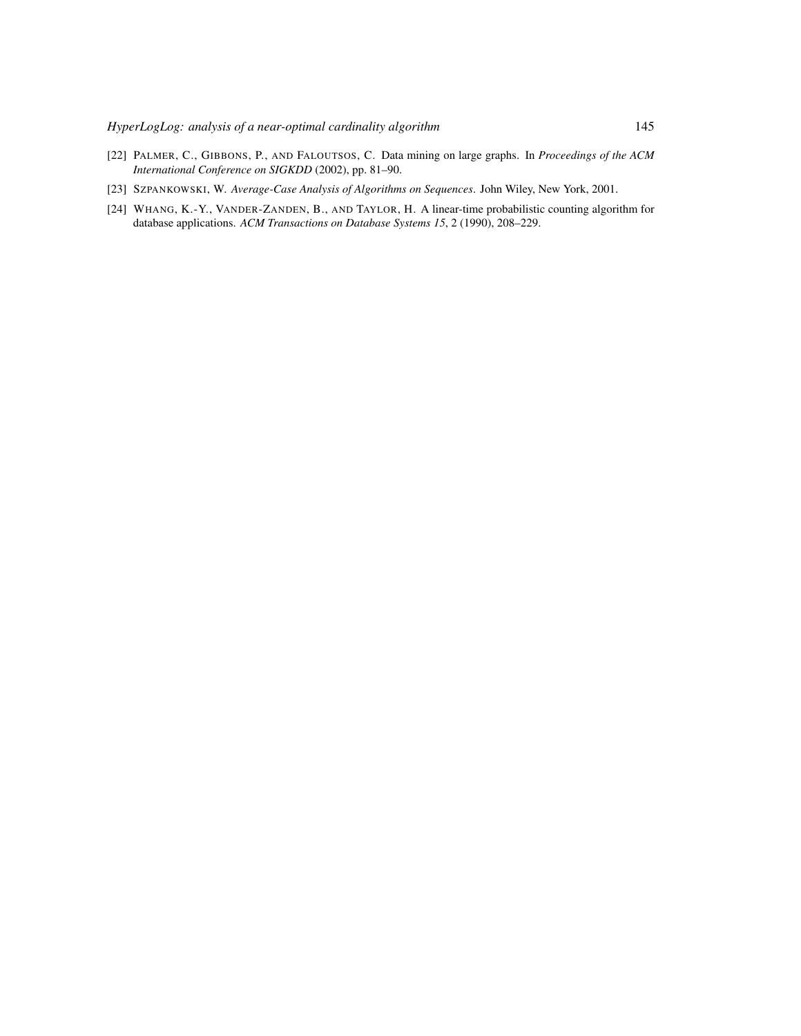[22] Palmer, C., Gibbons, P., and Faloutsos, C. Data mining on large graphs. In *Proceedings of the ACM International Conference on SIGKDD* (2002), pp. 81–90.

[23] Szpankowski, W. *Average-Case Analysis of Algorithms on Sequences*. John Wiley, New York, 2001.

[24] Whang, K.-Y., Vander-Zanden, B., and Taylor, H. A linear-time probabilistic counting algorithm for database applications. *ACM Transactions on Database Systems 15*, 2 (1990), 208–229.